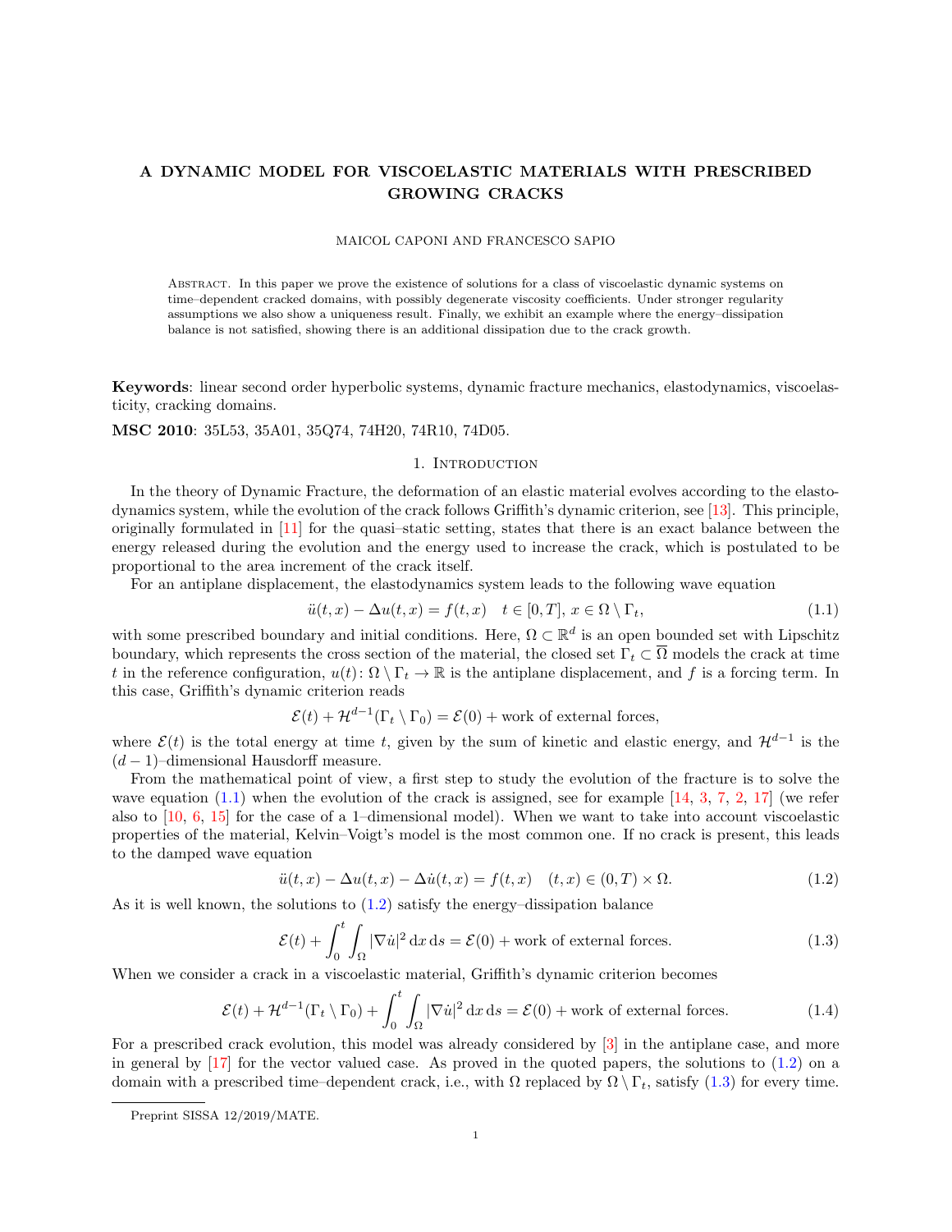# A DYNAMIC MODEL FOR VISCOELASTIC MATERIALS WITH PRESCRIBED GROWING CRACKS

MAICOL CAPONI AND FRANCESCO SAPIO

Abstract. In this paper we prove the existence of solutions for a class of viscoelastic dynamic systems on time–dependent cracked domains, with possibly degenerate viscosity coefficients. Under stronger regularity assumptions we also show a uniqueness result. Finally, we exhibit an example where the energy–dissipation balance is not satisfied, showing there is an additional dissipation due to the crack growth.

**Keywords**: linear second order hyperbolic systems, dynamic fracture mechanics, elastodynamics, viscoelasticity, cracking domains.

**MSC 2010**: 35L53, 35A01, 35Q74, 74H20, 74R10, 74D05.

## 1. Introduction

In the theory of Dynamic Fracture, the deformation of an elastic material evolves according to the elastodynamics system, while the evolution of the crack follows Griffith's dynamic criterion, see [13]. This principle, originally formulated in [11] for the quasi–static setting, states that there is an exact balance between the energy released during the evolution and the energy used to increase the crack, which is postulated to be proportional to the area increment of the crack itself.

For an antiplane displacement, the elastodynamics system leads to the following wave equation

$$\ddot{u}(t,x) - \Delta u(t,x) = f(t,x) \quad t \in [0,T],\, x \in \Omega \setminus \Gamma_t, \tag{1.1}$$

with some prescribed boundary and initial conditions. Here, $\Omega \subset \mathbb{R}^d$ is an open bounded set with Lipschitz boundary, which represents the cross section of the material, the closed set $\Gamma_t \subset \overline{\Omega}$ models the crack at time $t$ in the reference configuration, $u(t)\colon \Omega \setminus \Gamma_t \to \mathbb{R}$ is the antiplane displacement, and $f$ is a forcing term. In this case, Griffith's dynamic criterion reads

$$\mathcal{E}(t) + \mathcal{H}^{d-1}(\Gamma_t \setminus \Gamma_0) = \mathcal{E}(0) + \text{work of external forces},$$

where $\mathcal{E}(t)$ is the total energy at time $t$, given by the sum of kinetic and elastic energy, and $\mathcal{H}^{d-1}$ is the $(d-1)$–dimensional Hausdorff measure.

From the mathematical point of view, a first step to study the evolution of the fracture is to solve the wave equation (1.1) when the evolution of the crack is assigned, see for example [14, 3, 7, 2, 17] (we refer also to [10, 6, 15] for the case of a 1–dimensional model). When we want to take into account viscoelastic properties of the material, Kelvin–Voigt's model is the most common one. If no crack is present, this leads to the damped wave equation

$$\ddot{u}(t,x) - \Delta u(t,x) - \Delta \dot{u}(t,x) = f(t,x) \quad (t,x) \in (0,T) \times \Omega. \tag{1.2}$$

As it is well known, the solutions to (1.2) satisfy the energy–dissipation balance

$$\mathcal{E}(t) + \int_0^t \int_\Omega |\nabla \dot{u}|^2 \,\mathrm{d}x \,\mathrm{d}s = \mathcal{E}(0) + \text{work of external forces}. \tag{1.3}$$

When we consider a crack in a viscoelastic material, Griffith's dynamic criterion becomes

$$\mathcal{E}(t) + \mathcal{H}^{d-1}(\Gamma_t \setminus \Gamma_0) + \int_0^t \int_\Omega |\nabla \dot{u}|^2 \,\mathrm{d}x \,\mathrm{d}s = \mathcal{E}(0) + \text{work of external forces}. \tag{1.4}$$

For a prescribed crack evolution, this model was already considered by [3] in the antiplane case, and more in general by [17] for the vector valued case. As proved in the quoted papers, the solutions to (1.2) on a domain with a prescribed time–dependent crack, i.e., with $\Omega$ replaced by $\Omega \setminus \Gamma_t$, satisfy (1.3) for every time.

Preprint SISSA 12/2019/MATE.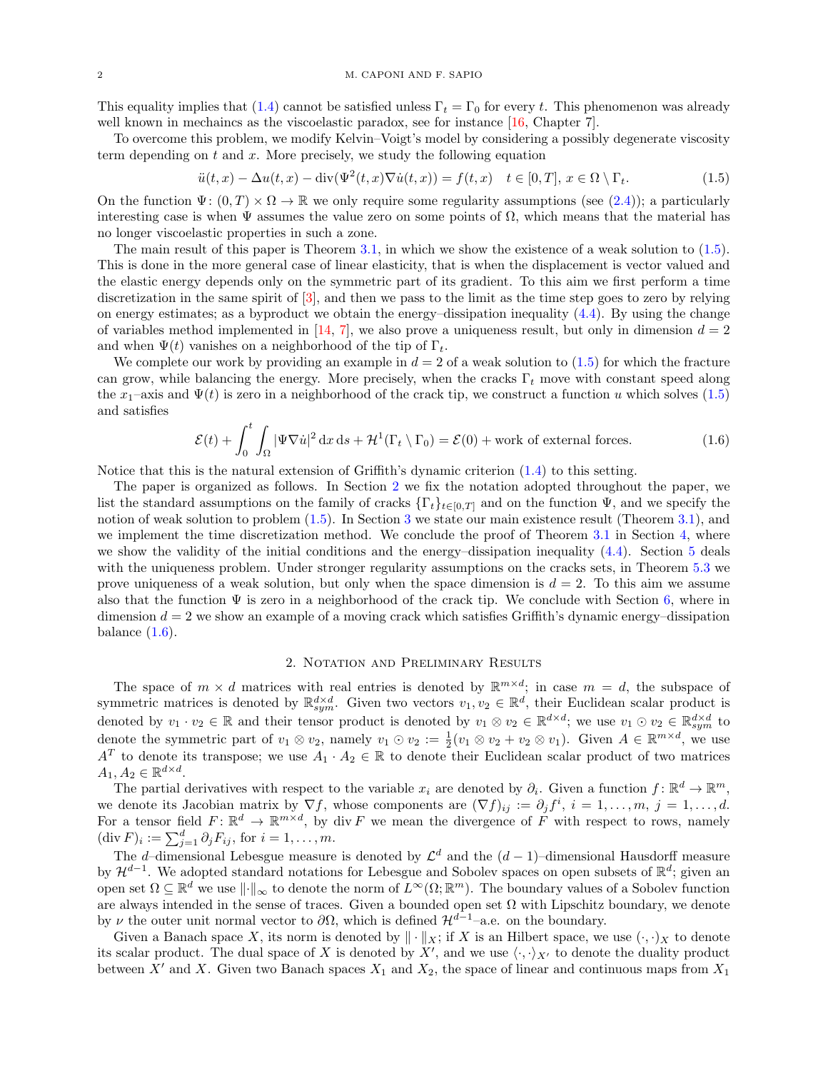This equality implies that (1.4) cannot be satisfied unless $\Gamma_t = \Gamma_0$ for every $t$. This phenomenon was already well known in mechaincs as the viscoelastic paradox, see for instance [16, Chapter 7].

To overcome this problem, we modify Kelvin–Voigt's model by considering a possibly degenerate viscosity term depending on $t$ and $x$. More precisely, we study the following equation

$$\ddot{u}(t,x) - \Delta u(t,x) - \operatorname{div}(\Psi^2(t,x)\nabla \dot{u}(t,x)) = f(t,x) \quad t \in [0,T],\ x \in \Omega \setminus \Gamma_t. \tag{1.5}$$

On the function $\Psi\colon (0,T)\times\Omega \to \mathbb{R}$ we only require some regularity assumptions (see (2.4)); a particularly interesting case is when $\Psi$ assumes the value zero on some points of $\Omega$, which means that the material has no longer viscoelastic properties in such a zone.

The main result of this paper is Theorem 3.1, in which we show the existence of a weak solution to (1.5). This is done in the more general case of linear elasticity, that is when the displacement is vector valued and the elastic energy depends only on the symmetric part of its gradient. To this aim we first perform a time discretization in the same spirit of [3], and then we pass to the limit as the time step goes to zero by relying on energy estimates; as a byproduct we obtain the energy–dissipation inequality (4.4). By using the change of variables method implemented in [14, 7], we also prove a uniqueness result, but only in dimension $d = 2$ and when $\Psi(t)$ vanishes on a neighborhood of the tip of $\Gamma_t$.

We complete our work by providing an example in $d = 2$ of a weak solution to (1.5) for which the fracture can grow, while balancing the energy. More precisely, when the cracks $\Gamma_t$ move with constant speed along the $x_1$–axis and $\Psi(t)$ is zero in a neighborhood of the crack tip, we construct a function $u$ which solves (1.5) and satisfies

$$\mathcal{E}(t) + \int_0^t \int_\Omega |\Psi \nabla \dot{u}|^2 \,\mathrm{d}x\,\mathrm{d}s + \mathcal{H}^1(\Gamma_t \setminus \Gamma_0) = \mathcal{E}(0) + \text{work of external forces}. \tag{1.6}$$

Notice that this is the natural extension of Griffith's dynamic criterion (1.4) to this setting.

The paper is organized as follows. In Section 2 we fix the notation adopted throughout the paper, we list the standard assumptions on the family of cracks $\{\Gamma_t\}_{t\in[0,T]}$ and on the function $\Psi$, and we specify the notion of weak solution to problem (1.5). In Section 3 we state our main existence result (Theorem 3.1), and we implement the time discretization method. We conclude the proof of Theorem 3.1 in Section 4, where we show the validity of the initial conditions and the energy–dissipation inequality (4.4). Section 5 deals with the uniqueness problem. Under stronger regularity assumptions on the cracks sets, in Theorem 5.3 we prove uniqueness of a weak solution, but only when the space dimension is $d = 2$. To this aim we assume also that the function $\Psi$ is zero in a neighborhood of the crack tip. We conclude with Section 6, where in dimension $d = 2$ we show an example of a moving crack which satisfies Griffith's dynamic energy–dissipation balance (1.6).

## 2. Notation and Preliminary Results

The space of $m \times d$ matrices with real entries is denoted by $\mathbb{R}^{m\times d}$; in case $m = d$, the subspace of symmetric matrices is denoted by $\mathbb{R}^{d\times d}_{sym}$. Given two vectors $v_1, v_2 \in \mathbb{R}^d$, their Euclidean scalar product is denoted by $v_1 \cdot v_2 \in \mathbb{R}$ and their tensor product is denoted by $v_1 \otimes v_2 \in \mathbb{R}^{d\times d}$; we use $v_1 \odot v_2 \in \mathbb{R}^{d\times d}_{sym}$ to denote the symmetric part of $v_1 \otimes v_2$, namely $v_1 \odot v_2 := \frac{1}{2}(v_1 \otimes v_2 + v_2 \otimes v_1)$. Given $A \in \mathbb{R}^{m\times d}$, we use $A^T$ to denote its transpose; we use $A_1 \cdot A_2 \in \mathbb{R}$ to denote their Euclidean scalar product of two matrices $A_1, A_2 \in \mathbb{R}^{d\times d}$.

The partial derivatives with respect to the variable $x_i$ are denoted by $\partial_i$. Given a function $f\colon \mathbb{R}^d \to \mathbb{R}^m$, we denote its Jacobian matrix by $\nabla f$, whose components are $(\nabla f)_{ij} := \partial_j f^i$, $i = 1,\dots,m$, $j = 1,\dots,d$. For a tensor field $F\colon \mathbb{R}^d \to \mathbb{R}^{m\times d}$, by $\operatorname{div} F$ we mean the divergence of $F$ with respect to rows, namely $(\operatorname{div} F)_i := \sum_{j=1}^d \partial_j F_{ij}$, for $i = 1,\dots,m$.

The $d$–dimensional Lebesgue measure is denoted by $\mathcal{L}^d$ and the $(d-1)$–dimensional Hausdorff measure by $\mathcal{H}^{d-1}$. We adopted standard notations for Lebesgue and Sobolev spaces on open subsets of $\mathbb{R}^d$; given an open set $\Omega \subseteq \mathbb{R}^d$ we use $\|\cdot\|_\infty$ to denote the norm of $L^\infty(\Omega;\mathbb{R}^m)$. The boundary values of a Sobolev function are always intended in the sense of traces. Given a bounded open set $\Omega$ with Lipschitz boundary, we denote by $\nu$ the outer unit normal vector to $\partial\Omega$, which is defined $\mathcal{H}^{d-1}$–a.e. on the boundary.

Given a Banach space $X$, its norm is denoted by $\|\cdot\|_X$; if $X$ is an Hilbert space, we use $(\cdot,\cdot)_X$ to denote its scalar product. The dual space of $X$ is denoted by $X'$, and we use $\langle\cdot,\cdot\rangle_{X'}$ to denote the duality product between $X'$ and $X$. Given two Banach spaces $X_1$ and $X_2$, the space of linear and continuous maps from $X_1$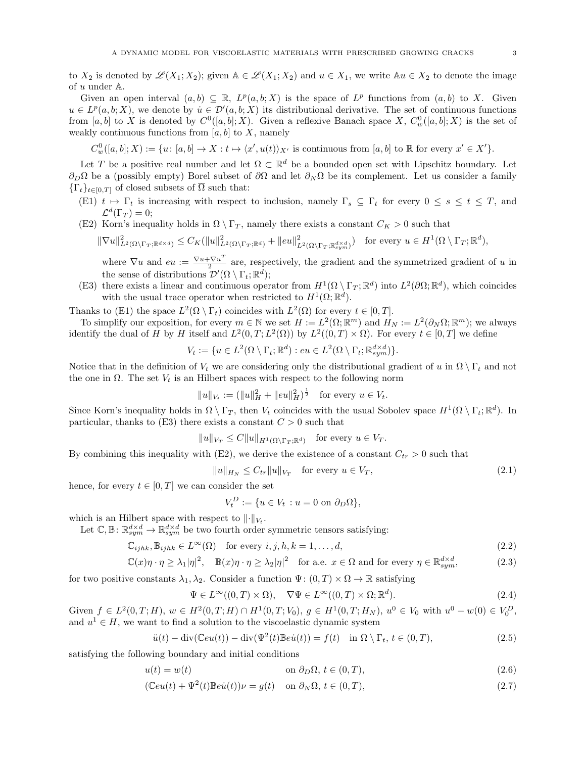to $X_2$ is denoted by $\mathscr{L}(X_1;X_2)$; given $\mathbb{A} \in \mathscr{L}(X_1;X_2)$ and $u \in X_1$, we write $\mathbb{A}u \in X_2$ to denote the image of $u$ under $\mathbb{A}$.

Given an open interval $(a,b) \subseteq \mathbb{R}$, $L^p(a,b;X)$ is the space of $L^p$ functions from $(a,b)$ to $X$. Given $u \in L^p(a,b;X)$, we denote by $\dot u \in \mathcal{D}'(a,b;X)$ its distributional derivative. The set of continuous functions from $[a,b]$ to $X$ is denoted by $C^0([a,b];X)$. Given a reflexive Banach space $X$, $C^0_w([a,b];X)$ is the set of weakly continuous functions from $[a,b]$ to $X$, namely

$$C^0_w([a,b];X) := \{u \colon [a,b] \to X : t \mapsto \langle x', u(t)\rangle_{X'} \text{ is continuous from } [a,b] \text{ to } \mathbb{R} \text{ for every } x' \in X'\}.$$

Let $T$ be a positive real number and let $\Omega \subset \mathbb{R}^d$ be a bounded open set with Lipschitz boundary. Let $\partial_D\Omega$ be a (possibly empty) Borel subset of $\partial\Omega$ and let $\partial_N\Omega$ be its complement. Let us consider a family $\{\Gamma_t\}_{t\in[0,T]}$ of closed subsets of $\overline{\Omega}$ such that:

- (E1) $t \mapsto \Gamma_t$ is increasing with respect to inclusion, namely $\Gamma_s \subseteq \Gamma_t$ for every $0 \le s \le t \le T$, and $\mathcal{L}^d(\Gamma_T) = 0$;
- (E2) Korn's inequality holds in $\Omega \setminus \Gamma_T$, namely there exists a constant $C_K > 0$ such that

  $$\|\nabla u\|^2_{L^2(\Omega\setminus\Gamma_T;\mathbb{R}^{d\times d})} \le C_K(\|u\|^2_{L^2(\Omega\setminus\Gamma_T;\mathbb{R}^d)} + \|eu\|^2_{L^2(\Omega\setminus\Gamma_T;\mathbb{R}^{d\times d}_{sym})}) \quad \text{for every } u \in H^1(\Omega\setminus\Gamma_T;\mathbb{R}^d),$$

  where $\nabla u$ and $eu := \frac{\nabla u + \nabla u^T}{2}$ are, respectively, the gradient and the symmetrized gradient of $u$ in the sense of distributions $\mathcal{D}'(\Omega\setminus\Gamma_t;\mathbb{R}^d)$;
- (E3) there exists a linear and continuous operator from $H^1(\Omega\setminus\Gamma_T;\mathbb{R}^d)$ into $L^2(\partial\Omega;\mathbb{R}^d)$, which coincides with the usual trace operator when restricted to $H^1(\Omega;\mathbb{R}^d)$.

Thanks to (E1) the space $L^2(\Omega\setminus\Gamma_t)$ coincides with $L^2(\Omega)$ for every $t \in [0,T]$.

To simplify our exposition, for every $m \in \mathbb{N}$ we set $H := L^2(\Omega;\mathbb{R}^m)$ and $H_N := L^2(\partial_N\Omega;\mathbb{R}^m)$; we always identify the dual of $H$ by $H$ itself and $L^2(0,T;L^2(\Omega))$ by $L^2((0,T)\times\Omega)$. For every $t \in [0,T]$ we define

$$V_t := \{u \in L^2(\Omega\setminus\Gamma_t;\mathbb{R}^d) : eu \in L^2(\Omega\setminus\Gamma_t;\mathbb{R}^{d\times d}_{sym})\}.$$

Notice that in the definition of $V_t$ we are considering only the distributional gradient of $u$ in $\Omega\setminus\Gamma_t$ and not the one in $\Omega$. The set $V_t$ is an Hilbert spaces with respect to the following norm

$$\|u\|_{V_t} := (\|u\|^2_H + \|eu\|^2_H)^{\frac12} \quad \text{for every } u \in V_t.$$

Since Korn's inequality holds in $\Omega\setminus\Gamma_T$, then $V_t$ coincides with the usual Sobolev space $H^1(\Omega\setminus\Gamma_t;\mathbb{R}^d)$. In particular, thanks to (E3) there exists a constant $C > 0$ such that

$$\|u\|_{V_T} \le C\|u\|_{H^1(\Omega\setminus\Gamma_T;\mathbb{R}^d)} \quad \text{for every } u \in V_T.$$

By combining this inequality with (E2), we derive the existence of a constant $C_{tr} > 0$ such that

$$\|u\|_{H_N} \le C_{tr}\|u\|_{V_T} \quad \text{for every } u \in V_T, \tag{2.1}$$

hence, for every $t \in [0,T]$ we can consider the set

$$V_t^D := \{u \in V_t : u = 0 \text{ on } \partial_D\Omega\},$$

which is an Hilbert space with respect to $\|\cdot\|_{V_t}$.

Let $\mathbb{C}, \mathbb{B} \colon \mathbb{R}^{d\times d}_{sym} \to \mathbb{R}^{d\times d}_{sym}$ be two fourth order symmetric tensors satisfying:

$$\mathbb{C}_{ijhk}, \mathbb{B}_{ijhk} \in L^\infty(\Omega) \quad \text{for every } i,j,h,k = 1,\dots,d, \tag{2.2}$$

$$\mathbb{C}(x)\eta\cdot\eta \ge \lambda_1|\eta|^2, \quad \mathbb{B}(x)\eta\cdot\eta \ge \lambda_2|\eta|^2 \quad \text{for a.e. } x \in \Omega \text{ and for every } \eta \in \mathbb{R}^{d\times d}_{sym}, \tag{2.3}$$

for two positive constants $\lambda_1, \lambda_2$. Consider a function $\Psi \colon (0,T)\times\Omega \to \mathbb{R}$ satisfying

$$\Psi \in L^\infty((0,T)\times\Omega), \quad \nabla\Psi \in L^\infty((0,T)\times\Omega;\mathbb{R}^d). \tag{2.4}$$

Given $f \in L^2(0,T;H)$, $w \in H^2(0,T;H) \cap H^1(0,T;V_0)$, $g \in H^1(0,T;H_N)$, $u^0 \in V_0$ with $u^0 - w(0) \in V_0^D$, and $u^1 \in H$, we want to find a solution to the viscoelastic dynamic system

$$\ddot u(t) - \operatorname{div}(\mathbb{C}eu(t)) - \operatorname{div}(\Psi^2(t)\mathbb{B}e\dot u(t)) = f(t) \quad \text{in } \Omega\setminus\Gamma_t,\ t \in (0,T), \tag{2.5}$$

satisfying the following boundary and initial conditions

$$u(t) = w(t) \qquad \text{on } \partial_D\Omega,\ t \in (0,T), \tag{2.6}$$

$$(\mathbb{C}eu(t) + \Psi^2(t)\mathbb{B}e\dot u(t))\nu = g(t) \quad \text{on } \partial_N\Omega,\ t \in (0,T), \tag{2.7}$$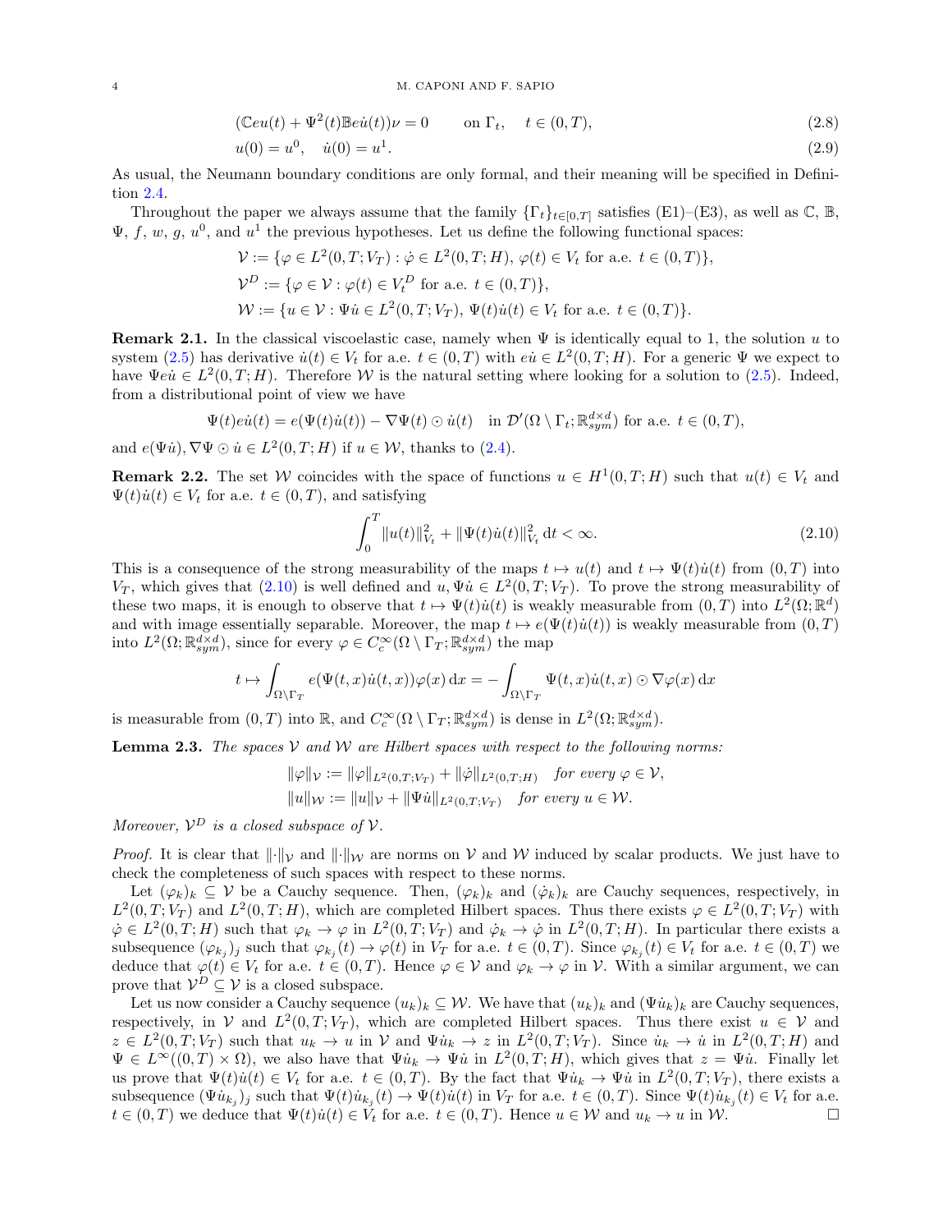$$(\mathbb{C}eu(t) + \Psi^2(t)\mathbb{B}e\dot{u}(t))\nu = 0 \qquad \text{on } \Gamma_t, \quad t \in (0,T), \tag{2.8}$$

$$u(0) = u^0, \quad \dot{u}(0) = u^1. \tag{2.9}$$

As usual, the Neumann boundary conditions are only formal, and their meaning will be specified in Definition 2.4.

Throughout the paper we always assume that the family $\{\Gamma_t\}_{t\in[0,T]}$ satisfies (E1)–(E3), as well as $\mathbb{C}$, $\mathbb{B}$, $\Psi$, $f$, $w$, $g$, $u^0$, and $u^1$ the previous hypotheses. Let us define the following functional spaces:

$$\mathcal{V} := \{\varphi \in L^2(0,T;V_T) : \dot{\varphi} \in L^2(0,T;H),\ \varphi(t) \in V_t \text{ for a.e. } t \in (0,T)\},$$

$$\mathcal{V}^D := \{\varphi \in \mathcal{V} : \varphi(t) \in V_t^D \text{ for a.e. } t \in (0,T)\},$$

$$\mathcal{W} := \{u \in \mathcal{V} : \Psi\dot{u} \in L^2(0,T;V_T),\ \Psi(t)\dot{u}(t) \in V_t \text{ for a.e. } t \in (0,T)\}.$$

**Remark 2.1.** In the classical viscoelastic case, namely when $\Psi$ is identically equal to 1, the solution $u$ to system (2.5) has derivative $\dot{u}(t) \in V_t$ for a.e. $t \in (0,T)$ with $e\dot{u} \in L^2(0,T;H)$. For a generic $\Psi$ we expect to have $\Psi e\dot{u} \in L^2(0,T;H)$. Therefore $\mathcal{W}$ is the natural setting where looking for a solution to (2.5). Indeed, from a distributional point of view we have

$$\Psi(t)e\dot{u}(t) = e(\Psi(t)\dot{u}(t)) - \nabla\Psi(t) \odot \dot{u}(t) \quad \text{in } \mathcal{D}'(\Omega \setminus \Gamma_t;\mathbb{R}^{d\times d}_{sym}) \text{ for a.e. } t \in (0,T),$$

and $e(\Psi\dot{u}), \nabla\Psi \odot \dot{u} \in L^2(0,T;H)$ if $u \in \mathcal{W}$, thanks to (2.4).

**Remark 2.2.** The set $\mathcal{W}$ coincides with the space of functions $u \in H^1(0,T;H)$ such that $u(t) \in V_t$ and $\Psi(t)\dot{u}(t) \in V_t$ for a.e. $t \in (0,T)$, and satisfying

$$\int_0^T \|u(t)\|^2_{V_t} + \|\Psi(t)\dot{u}(t)\|^2_{V_t}\,\mathrm{d}t < \infty. \tag{2.10}$$

This is a consequence of the strong measurability of the maps $t \mapsto u(t)$ and $t \mapsto \Psi(t)\dot{u}(t)$ from $(0,T)$ into $V_T$, which gives that (2.10) is well defined and $u, \Psi\dot{u} \in L^2(0,T;V_T)$. To prove the strong measurability of these two maps, it is enough to observe that $t \mapsto \Psi(t)\dot{u}(t)$ is weakly measurable from $(0,T)$ into $L^2(\Omega;\mathbb{R}^d)$ and with image essentially separable. Moreover, the map $t \mapsto e(\Psi(t)\dot{u}(t))$ is weakly measurable from $(0,T)$ into $L^2(\Omega;\mathbb{R}^{d\times d}_{sym})$, since for every $\varphi \in C_c^\infty(\Omega \setminus \Gamma_T;\mathbb{R}^{d\times d}_{sym})$ the map

$$t \mapsto \int_{\Omega\setminus\Gamma_T} e(\Psi(t,x)\dot{u}(t,x))\varphi(x)\,\mathrm{d}x = -\int_{\Omega\setminus\Gamma_T} \Psi(t,x)\dot{u}(t,x) \odot \nabla\varphi(x)\,\mathrm{d}x$$

is measurable from $(0,T)$ into $\mathbb{R}$, and $C_c^\infty(\Omega \setminus \Gamma_T;\mathbb{R}^{d\times d}_{sym})$ is dense in $L^2(\Omega;\mathbb{R}^{d\times d}_{sym})$.

**Lemma 2.3.** *The spaces $\mathcal{V}$ and $\mathcal{W}$ are Hilbert spaces with respect to the following norms:*

$$\|\varphi\|_{\mathcal{V}} := \|\varphi\|_{L^2(0,T;V_T)} + \|\dot{\varphi}\|_{L^2(0,T;H)} \quad \textit{for every } \varphi \in \mathcal{V},$$

$$\|u\|_{\mathcal{W}} := \|u\|_{\mathcal{V}} + \|\Psi\dot{u}\|_{L^2(0,T;V_T)} \quad \textit{for every } u \in \mathcal{W}.$$

*Moreover, $\mathcal{V}^D$ is a closed subspace of $\mathcal{V}$.*

*Proof.* It is clear that $\|\cdot\|_{\mathcal{V}}$ and $\|\cdot\|_{\mathcal{W}}$ are norms on $\mathcal{V}$ and $\mathcal{W}$ induced by scalar products. We just have to check the completeness of such spaces with respect to these norms.

Let $(\varphi_k)_k \subseteq \mathcal{V}$ be a Cauchy sequence. Then, $(\varphi_k)_k$ and $(\dot{\varphi}_k)_k$ are Cauchy sequences, respectively, in $L^2(0,T;V_T)$ and $L^2(0,T;H)$, which are completed Hilbert spaces. Thus there exists $\varphi \in L^2(0,T;V_T)$ with $\dot{\varphi} \in L^2(0,T;H)$ such that $\varphi_k \to \varphi$ in $L^2(0,T;V_T)$ and $\dot{\varphi}_k \to \dot{\varphi}$ in $L^2(0,T;H)$. In particular there exists a subsequence $(\varphi_{k_j})_j$ such that $\varphi_{k_j}(t) \to \varphi(t)$ in $V_T$ for a.e. $t \in (0,T)$. Since $\varphi_{k_j}(t) \in V_t$ for a.e. $t \in (0,T)$ we deduce that $\varphi(t) \in V_t$ for a.e. $t \in (0,T)$. Hence $\varphi \in \mathcal{V}$ and $\varphi_k \to \varphi$ in $\mathcal{V}$. With a similar argument, we can prove that $\mathcal{V}^D \subseteq \mathcal{V}$ is a closed subspace.

Let us now consider a Cauchy sequence $(u_k)_k \subseteq \mathcal{W}$. We have that $(u_k)_k$ and $(\Psi\dot{u}_k)_k$ are Cauchy sequences, respectively, in $\mathcal{V}$ and $L^2(0,T;V_T)$, which are completed Hilbert spaces. Thus there exist $u \in \mathcal{V}$ and $z \in L^2(0,T;V_T)$ such that $u_k \to u$ in $\mathcal{V}$ and $\Psi\dot{u}_k \to z$ in $L^2(0,T;V_T)$. Since $\dot{u}_k \to \dot{u}$ in $L^2(0,T;H)$ and $\Psi \in L^\infty((0,T)\times\Omega)$, we also have that $\Psi\dot{u}_k \to \Psi\dot{u}$ in $L^2(0,T;H)$, which gives that $z = \Psi\dot{u}$. Finally let us prove that $\Psi(t)\dot{u}(t) \in V_t$ for a.e. $t \in (0,T)$. By the fact that $\Psi\dot{u}_k \to \Psi\dot{u}$ in $L^2(0,T;V_T)$, there exists a subsequence $(\Psi\dot{u}_{k_j})_j$ such that $\Psi(t)\dot{u}_{k_j}(t) \to \Psi(t)\dot{u}(t)$ in $V_T$ for a.e. $t \in (0,T)$. Since $\Psi(t)\dot{u}_{k_j}(t) \in V_t$ for a.e. $t \in (0,T)$ we deduce that $\Psi(t)\dot{u}(t) \in V_t$ for a.e. $t \in (0,T)$. Hence $u \in \mathcal{W}$ and $u_k \to u$ in $\mathcal{W}$. $\square$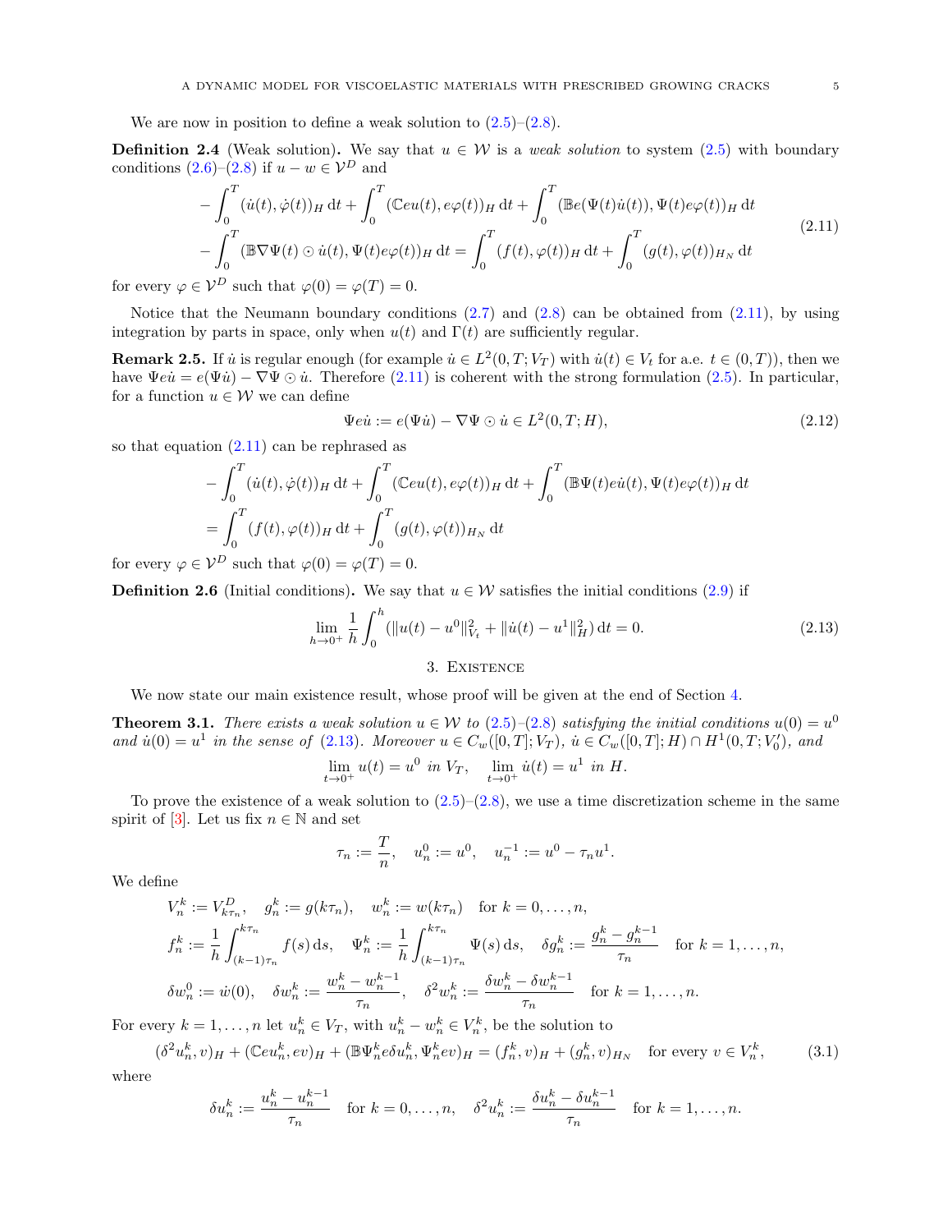We are now in position to define a weak solution to (2.5)–(2.8).

**Definition 2.4** (Weak solution)**.** We say that $u \in \mathcal{W}$ is a *weak solution* to system (2.5) with boundary conditions (2.6)–(2.8) if $u - w \in \mathcal{V}^D$ and

$$
\begin{aligned}
&-\int_0^T (\dot u(t), \dot\varphi(t))_H \,\mathrm{d}t + \int_0^T (\mathbb{C} eu(t), e\varphi(t))_H \,\mathrm{d}t + \int_0^T (\mathbb{B} e(\Psi(t)\dot u(t)), \Psi(t) e\varphi(t))_H \,\mathrm{d}t \\
&-\int_0^T (\mathbb{B} \nabla\Psi(t) \odot \dot u(t), \Psi(t) e\varphi(t))_H \,\mathrm{d}t = \int_0^T (f(t), \varphi(t))_H \,\mathrm{d}t + \int_0^T (g(t), \varphi(t))_{H_N} \,\mathrm{d}t
\end{aligned}
\tag{2.11}
$$

for every $\varphi \in \mathcal{V}^D$ such that $\varphi(0) = \varphi(T) = 0$.

Notice that the Neumann boundary conditions (2.7) and (2.8) can be obtained from (2.11), by using integration by parts in space, only when $u(t)$ and $\Gamma(t)$ are sufficiently regular.

**Remark 2.5.** If $\dot u$ is regular enough (for example $\dot u \in L^2(0,T;V_T)$ with $\dot u(t) \in V_t$ for a.e. $t \in (0,T)$), then we have $\Psi e\dot u = e(\Psi \dot u) - \nabla\Psi \odot \dot u$. Therefore (2.11) is coherent with the strong formulation (2.5). In particular, for a function $u \in \mathcal{W}$ we can define

$$
\Psi e\dot u := e(\Psi\dot u) - \nabla\Psi \odot \dot u \in L^2(0,T;H),
\tag{2.12}
$$

so that equation (2.11) can be rephrased as

$$
\begin{aligned}
&-\int_0^T (\dot u(t), \dot\varphi(t))_H \,\mathrm{d}t + \int_0^T (\mathbb{C} eu(t), e\varphi(t))_H \,\mathrm{d}t + \int_0^T (\mathbb{B} \Psi(t) e\dot u(t), \Psi(t) e\varphi(t))_H \,\mathrm{d}t \\
&= \int_0^T (f(t), \varphi(t))_H \,\mathrm{d}t + \int_0^T (g(t), \varphi(t))_{H_N} \,\mathrm{d}t
\end{aligned}
$$

for every $\varphi \in \mathcal{V}^D$ such that $\varphi(0) = \varphi(T) = 0$.

**Definition 2.6** (Initial conditions)**.** We say that $u \in \mathcal{W}$ satisfies the initial conditions (2.9) if

$$
\lim_{h\to 0^+} \frac{1}{h}\int_0^h (\|u(t) - u^0\|^2_{V_t} + \|\dot u(t) - u^1\|^2_H)\,\mathrm{d}t = 0.
\tag{2.13}
$$

## 3. Existence

We now state our main existence result, whose proof will be given at the end of Section 4.

**Theorem 3.1.** *There exists a weak solution $u \in \mathcal{W}$ to (2.5)–(2.8) satisfying the initial conditions $u(0) = u^0$ and $\dot u(0) = u^1$ in the sense of (2.13). Moreover $u \in C_w([0,T];V_T)$, $\dot u \in C_w([0,T];H) \cap H^1(0,T;V_0')$, and*

$$
\lim_{t\to 0^+} u(t) = u^0 \text{ in } V_T, \quad \lim_{t\to 0^+} \dot u(t) = u^1 \text{ in } H.
$$

To prove the existence of a weak solution to (2.5)–(2.8), we use a time discretization scheme in the same spirit of [3]. Let us fix $n \in \mathbb{N}$ and set

$$
\tau_n := \frac{T}{n}, \quad u_n^0 := u^0, \quad u_n^{-1} := u^0 - \tau_n u^1.
$$

We define

$$
\begin{aligned}
&V_n^k := V^D_{k\tau_n}, \quad g_n^k := g(k\tau_n), \quad w_n^k := w(k\tau_n) \quad \text{for } k = 0,\dots,n,\\
&f_n^k := \frac{1}{h}\int_{(k-1)\tau_n}^{k\tau_n} f(s)\,\mathrm{d}s, \quad \Psi_n^k := \frac{1}{h}\int_{(k-1)\tau_n}^{k\tau_n} \Psi(s)\,\mathrm{d}s, \quad \delta g_n^k := \frac{g_n^k - g_n^{k-1}}{\tau_n} \quad \text{for } k = 1,\dots,n,\\
&\delta w_n^0 := \dot w(0), \quad \delta w_n^k := \frac{w_n^k - w_n^{k-1}}{\tau_n}, \quad \delta^2 w_n^k := \frac{\delta w_n^k - \delta w_n^{k-1}}{\tau_n} \quad \text{for } k = 1,\dots,n.
\end{aligned}
$$

For every $k = 1,\dots,n$ let $u_n^k \in V_T$, with $u_n^k - w_n^k \in V_n^k$, be the solution to

$$
(\delta^2 u_n^k, v)_H + (\mathbb{C} eu_n^k, ev)_H + (\mathbb{B}\Psi_n^k e\delta u_n^k, \Psi_n^k ev)_H = (f_n^k, v)_H + (g_n^k, v)_{H_N} \quad \text{for every } v \in V_n^k,
\tag{3.1}
$$

where

$$
\delta u_n^k := \frac{u_n^k - u_n^{k-1}}{\tau_n} \quad \text{for } k = 0,\dots,n, \quad \delta^2 u_n^k := \frac{\delta u_n^k - \delta u_n^{k-1}}{\tau_n} \quad \text{for } k = 1,\dots,n.
$$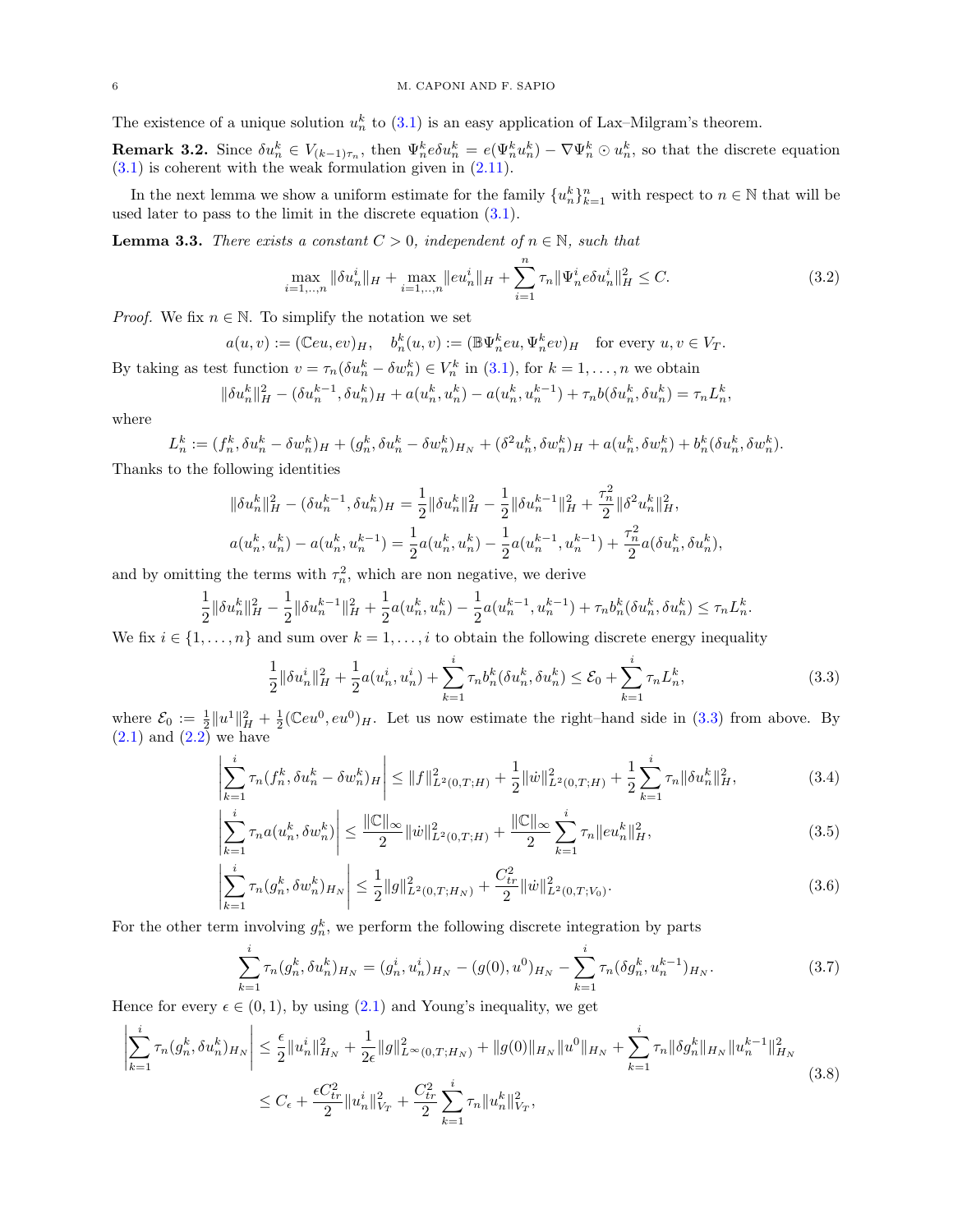The existence of a unique solution $u_n^k$ to (3.1) is an easy application of Lax–Milgram's theorem.

**Remark 3.2.** Since $\delta u_n^k \in V_{(k-1)\tau_n}$, then $\Psi_n^k e\delta u_n^k = e(\Psi_n^k u_n^k) - \nabla\Psi_n^k \odot u_n^k$, so that the discrete equation (3.1) is coherent with the weak formulation given in (2.11).

In the next lemma we show a uniform estimate for the family $\{u_n^k\}_{k=1}^n$ with respect to $n \in \mathbb{N}$ that will be used later to pass to the limit in the discrete equation (3.1).

**Lemma 3.3.** *There exists a constant $C > 0$, independent of $n \in \mathbb{N}$, such that*

$$\max_{i=1,..,n} \|\delta u_n^i\|_H + \max_{i=1,..,n} \|eu_n^i\|_H + \sum_{i=1}^n \tau_n \|\Psi_n^i e\delta u_n^i\|_H^2 \leq C. \tag{3.2}$$

*Proof.* We fix $n \in \mathbb{N}$. To simplify the notation we set

$$a(u,v) := (\mathbb{C}eu, ev)_H, \quad b_n^k(u,v) := (\mathbb{B}\Psi_n^k eu, \Psi_n^k ev)_H \quad \text{for every } u,v \in V_T.$$

By taking as test function $v = \tau_n(\delta u_n^k - \delta w_n^k) \in V_n^k$ in (3.1), for $k = 1,\dots,n$ we obtain

$$\|\delta u_n^k\|_H^2 - (\delta u_n^{k-1}, \delta u_n^k)_H + a(u_n^k, u_n^k) - a(u_n^k, u_n^{k-1}) + \tau_n b(\delta u_n^k, \delta u_n^k) = \tau_n L_n^k,$$

where

$$L_n^k := (f_n^k, \delta u_n^k - \delta w_n^k)_H + (g_n^k, \delta u_n^k - \delta w_n^k)_{H_N} + (\delta^2 u_n^k, \delta w_n^k)_H + a(u_n^k, \delta w_n^k) + b_n^k(\delta u_n^k, \delta w_n^k).$$

Thanks to the following identities

$$\|\delta u_n^k\|_H^2 - (\delta u_n^{k-1}, \delta u_n^k)_H = \frac{1}{2}\|\delta u_n^k\|_H^2 - \frac{1}{2}\|\delta u_n^{k-1}\|_H^2 + \frac{\tau_n^2}{2}\|\delta^2 u_n^k\|_H^2,$$

$$a(u_n^k, u_n^k) - a(u_n^k, u_n^{k-1}) = \frac{1}{2}a(u_n^k, u_n^k) - \frac{1}{2}a(u_n^{k-1}, u_n^{k-1}) + \frac{\tau_n^2}{2}a(\delta u_n^k, \delta u_n^k),$$

and by omitting the terms with $\tau_n^2$, which are non negative, we derive

$$\frac{1}{2}\|\delta u_n^k\|_H^2 - \frac{1}{2}\|\delta u_n^{k-1}\|_H^2 + \frac{1}{2}a(u_n^k, u_n^k) - \frac{1}{2}a(u_n^{k-1}, u_n^{k-1}) + \tau_n b_n^k(\delta u_n^k, \delta u_n^k) \leq \tau_n L_n^k.$$

We fix $i \in \{1,\dots,n\}$ and sum over $k = 1,\dots,i$ to obtain the following discrete energy inequality

$$\frac{1}{2}\|\delta u_n^i\|_H^2 + \frac{1}{2}a(u_n^i, u_n^i) + \sum_{k=1}^i \tau_n b_n^k(\delta u_n^k, \delta u_n^k) \leq \mathcal{E}_0 + \sum_{k=1}^i \tau_n L_n^k, \tag{3.3}$$

where $\mathcal{E}_0 := \frac{1}{2}\|u^1\|_H^2 + \frac{1}{2}(\mathbb{C}eu^0, eu^0)_H$. Let us now estimate the right–hand side in (3.3) from above. By (2.1) and (2.2) we have

$$\left|\sum_{k=1}^i \tau_n (f_n^k, \delta u_n^k - \delta w_n^k)_H\right| \leq \|f\|_{L^2(0,T;H)}^2 + \frac{1}{2}\|\dot{w}\|_{L^2(0,T;H)}^2 + \frac{1}{2}\sum_{k=1}^i \tau_n \|\delta u_n^k\|_H^2, \tag{3.4}$$

$$\left|\sum_{k=1}^i \tau_n a(u_n^k, \delta w_n^k)\right| \leq \frac{\|\mathbb{C}\|_\infty}{2}\|\dot{w}\|_{L^2(0,T;H)}^2 + \frac{\|\mathbb{C}\|_\infty}{2}\sum_{k=1}^i \tau_n \|eu_n^k\|_H^2, \tag{3.5}$$

$$\left|\sum_{k=1}^i \tau_n (g_n^k, \delta w_n^k)_{H_N}\right| \leq \frac{1}{2}\|g\|_{L^2(0,T;H_N)}^2 + \frac{C_{tr}^2}{2}\|\dot{w}\|_{L^2(0,T;V_0)}^2. \tag{3.6}$$

For the other term involving $g_n^k$, we perform the following discrete integration by parts

$$\sum_{k=1}^i \tau_n (g_n^k, \delta u_n^k)_{H_N} = (g_n^i, u_n^i)_{H_N} - (g(0), u^0)_{H_N} - \sum_{k=1}^i \tau_n (\delta g_n^k, u_n^{k-1})_{H_N}. \tag{3.7}$$

Hence for every $\epsilon \in (0,1)$, by using (2.1) and Young's inequality, we get

$$\begin{aligned}\left|\sum_{k=1}^i \tau_n (g_n^k, \delta u_n^k)_{H_N}\right| &\leq \frac{\epsilon}{2}\|u_n^i\|_{H_N}^2 + \frac{1}{2\epsilon}\|g\|_{L^\infty(0,T;H_N)}^2 + \|g(0)\|_{H_N}\|u^0\|_{H_N} + \sum_{k=1}^i \tau_n \|\delta g_n^k\|_{H_N}\|u_n^{k-1}\|_{H_N}^2 \\ &\leq C_\epsilon + \frac{\epsilon C_{tr}^2}{2}\|u_n^i\|_{V_T}^2 + \frac{C_{tr}^2}{2}\sum_{k=1}^i \tau_n \|u_n^k\|_{V_T}^2,\end{aligned} \tag{3.8}$$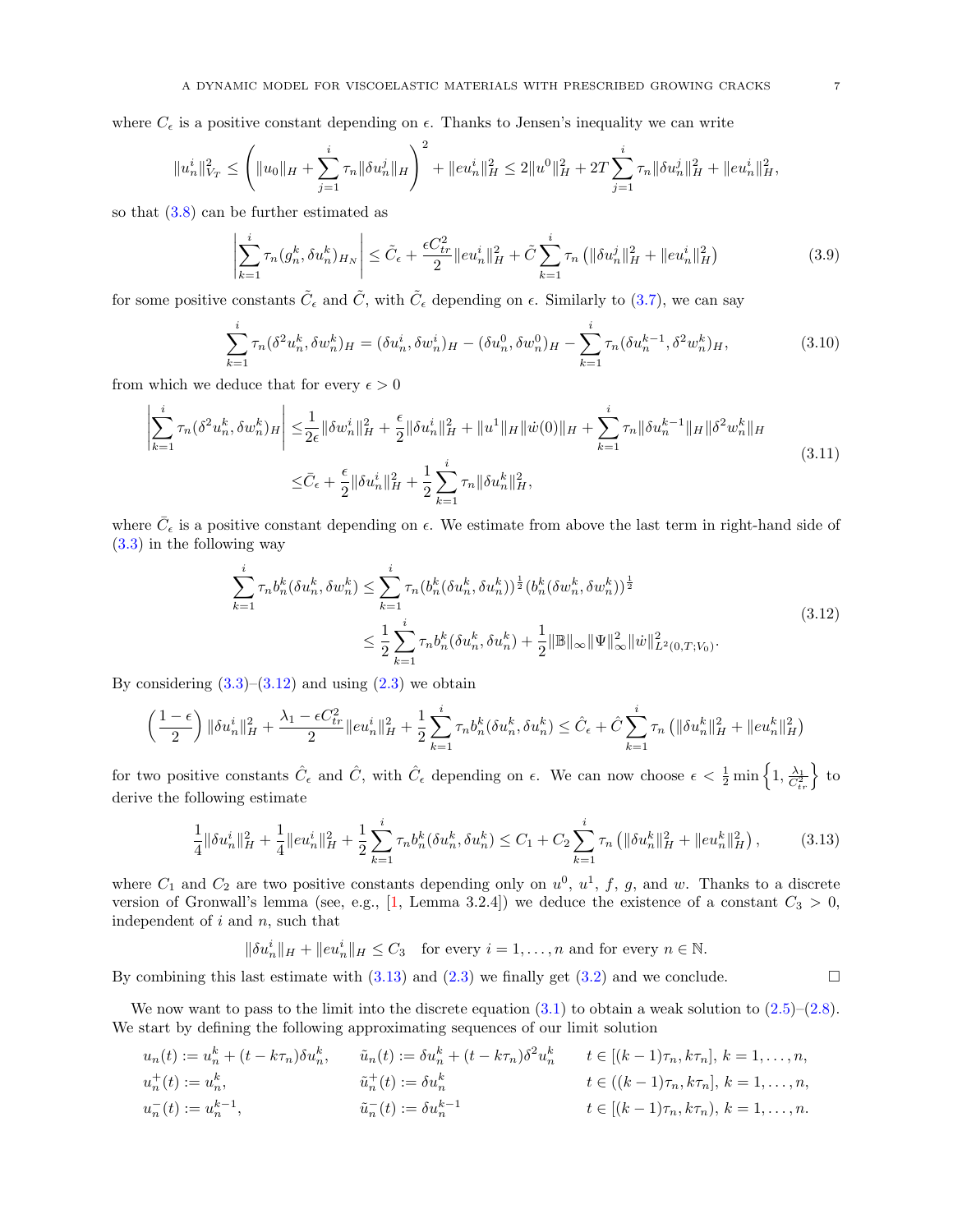where $C_\epsilon$ is a positive constant depending on $\epsilon$. Thanks to Jensen's inequality we can write

$$\|u_n^i\|_{V_T}^2 \le \left( \|u_0\|_H + \sum_{j=1}^i \tau_n \|\delta u_n^j\|_H \right)^2 + \|eu_n^i\|_H^2 \le 2\|u^0\|_H^2 + 2T \sum_{j=1}^i \tau_n \|\delta u_n^j\|_H^2 + \|eu_n^i\|_H^2,$$

so that (3.8) can be further estimated as

$$\left| \sum_{k=1}^i \tau_n (g_n^k, \delta u_n^k)_{H_N} \right| \le \tilde{C}_\epsilon + \frac{\epsilon C_{tr}^2}{2} \|eu_n^i\|_H^2 + \tilde{C} \sum_{k=1}^i \tau_n \left( \|\delta u_n^j\|_H^2 + \|eu_n^i\|_H^2 \right) \tag{3.9}$$

for some positive constants $\tilde{C}_\epsilon$ and $\tilde{C}$, with $\tilde{C}_\epsilon$ depending on $\epsilon$. Similarly to (3.7), we can say

$$\sum_{k=1}^i \tau_n (\delta^2 u_n^k, \delta w_n^k)_H = (\delta u_n^i, \delta w_n^i)_H - (\delta u_n^0, \delta w_n^0)_H - \sum_{k=1}^i \tau_n (\delta u_n^{k-1}, \delta^2 w_n^k)_H, \tag{3.10}$$

from which we deduce that for every $\epsilon > 0$

$$\begin{aligned} \left| \sum_{k=1}^i \tau_n (\delta^2 u_n^k, \delta w_n^k)_H \right| \le& \frac{1}{2\epsilon} \|\delta w_n^i\|_H^2 + \frac{\epsilon}{2} \|\delta u_n^i\|_H^2 + \|u^1\|_H \|\dot{w}(0)\|_H + \sum_{k=1}^i \tau_n \|\delta u_n^{k-1}\|_H \|\delta^2 w_n^k\|_H \\ \le& \bar{C}_\epsilon + \frac{\epsilon}{2} \|\delta u_n^i\|_H^2 + \frac{1}{2} \sum_{k=1}^i \tau_n \|\delta u_n^k\|_H^2, \end{aligned} \tag{3.11}$$

where $\bar{C}_\epsilon$ is a positive constant depending on $\epsilon$. We estimate from above the last term in right-hand side of (3.3) in the following way

$$\begin{aligned} \sum_{k=1}^i \tau_n b_n^k (\delta u_n^k, \delta w_n^k) \le& \sum_{k=1}^i \tau_n (b_n^k(\delta u_n^k, \delta u_n^k))^{\frac{1}{2}} (b_n^k(\delta w_n^k, \delta w_n^k))^{\frac{1}{2}} \\ \le& \frac{1}{2} \sum_{k=1}^i \tau_n b_n^k (\delta u_n^k, \delta u_n^k) + \frac{1}{2} \|\mathbb{B}\|_\infty \|\Psi\|_\infty^2 \|\dot{w}\|_{L^2(0,T;V_0)}^2. \end{aligned} \tag{3.12}$$

By considering (3.3)–(3.12) and using (2.3) we obtain

$$\left( \frac{1-\epsilon}{2} \right) \|\delta u_n^i\|_H^2 + \frac{\lambda_1 - \epsilon C_{tr}^2}{2} \|eu_n^i\|_H^2 + \frac{1}{2} \sum_{k=1}^i \tau_n b_n^k (\delta u_n^k, \delta u_n^k) \le \hat{C}_\epsilon + \hat{C} \sum_{k=1}^i \tau_n \left( \|\delta u_n^k\|_H^2 + \|eu_n^k\|_H^2 \right)$$

for two positive constants $\hat{C}_\epsilon$ and $\hat{C}$, with $\hat{C}_\epsilon$ depending on $\epsilon$. We can now choose $\epsilon < \frac{1}{2} \min\left\{1, \frac{\lambda_1}{C_{tr}^2}\right\}$ to derive the following estimate

$$\frac{1}{4} \|\delta u_n^i\|_H^2 + \frac{1}{4} \|eu_n^i\|_H^2 + \frac{1}{2} \sum_{k=1}^i \tau_n b_n^k (\delta u_n^k, \delta u_n^k) \le C_1 + C_2 \sum_{k=1}^i \tau_n \left( \|\delta u_n^k\|_H^2 + \|eu_n^k\|_H^2 \right), \tag{3.13}$$

where $C_1$ and $C_2$ are two positive constants depending only on $u^0$, $u^1$, $f$, $g$, and $w$. Thanks to a discrete version of Gronwall's lemma (see, e.g., [1, Lemma 3.2.4]) we deduce the existence of a constant $C_3 > 0$, independent of $i$ and $n$, such that

$$\|\delta u_n^i\|_H + \|eu_n^i\|_H \le C_3 \quad \text{for every } i = 1, \dots, n \text{ and for every } n \in \mathbb{N}.$$

By combining this last estimate with (3.13) and (2.3) we finally get (3.2) and we conclude. □

We now want to pass to the limit into the discrete equation (3.1) to obtain a weak solution to (2.5)–(2.8). We start by defining the following approximating sequences of our limit solution

$$\begin{aligned} &u_n(t) := u_n^k + (t - k\tau_n)\delta u_n^k, && \tilde{u}_n(t) := \delta u_n^k + (t - k\tau_n)\delta^2 u_n^k && t \in [(k-1)\tau_n, k\tau_n],\ k = 1, \dots, n, \\ &u_n^+(t) := u_n^k, && \tilde{u}_n^+(t) := \delta u_n^k && t \in ((k-1)\tau_n, k\tau_n],\ k = 1, \dots, n, \\ &u_n^-(t) := u_n^{k-1}, && \tilde{u}_n^-(t) := \delta u_n^{k-1} && t \in [(k-1)\tau_n, k\tau_n),\ k = 1, \dots, n. \end{aligned}$$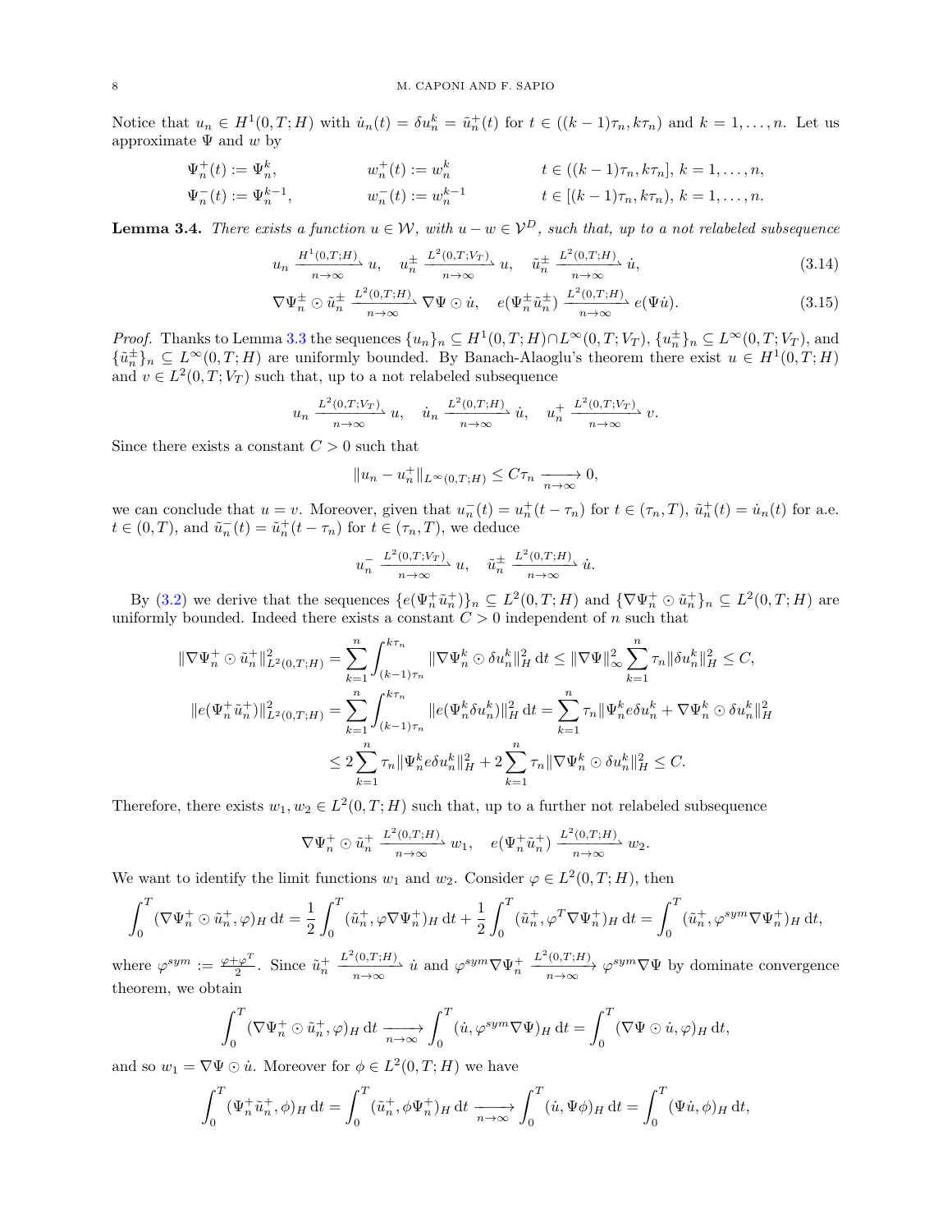Notice that $u_n \in H^1(0,T;H)$ with $\dot{u}_n(t) = \delta u_n^k = \tilde{u}_n^+(t)$ for $t \in ((k-1)\tau_n, k\tau_n)$ and $k = 1, \dots, n$. Let us approximate $\Psi$ and $w$ by

$$
\begin{aligned}
&\Psi_n^+(t) := \Psi_n^k, \qquad && w_n^+(t) := w_n^k \qquad && t \in ((k-1)\tau_n, k\tau_n],\ k = 1, \dots, n,\\
&\Psi_n^-(t) := \Psi_n^{k-1}, \qquad && w_n^-(t) := w_n^{k-1} \qquad && t \in [(k-1)\tau_n, k\tau_n),\ k = 1, \dots, n.
\end{aligned}
$$

**Lemma 3.4.** *There exists a function $u \in \mathcal{W}$, with $u - w \in \mathcal{V}^D$, such that, up to a not relabeled subsequence*

$$
u_n \xrightarrow[n\to\infty]{H^1(0,T;H)} u, \quad u_n^\pm \xrightarrow[n\to\infty]{L^2(0,T;V_T)} u, \quad \tilde{u}_n^\pm \xrightarrow[n\to\infty]{L^2(0,T;H)} \dot{u}, \tag{3.14}
$$

$$
\nabla\Psi_n^\pm \odot \tilde{u}_n^\pm \xrightarrow[n\to\infty]{L^2(0,T;H)} \nabla\Psi \odot \dot{u}, \quad e(\Psi_n^\pm \tilde{u}_n^\pm) \xrightarrow[n\to\infty]{L^2(0,T;H)} e(\Psi\dot{u}). \tag{3.15}
$$

*Proof.* Thanks to Lemma 3.3 the sequences $\{u_n\}_n \subseteq H^1(0,T;H) \cap L^\infty(0,T;V_T)$, $\{u_n^\pm\}_n \subseteq L^\infty(0,T;V_T)$, and $\{\tilde{u}_n^\pm\}_n \subseteq L^\infty(0,T;H)$ are uniformly bounded. By Banach-Alaoglu's theorem there exist $u \in H^1(0,T;H)$ and $v \in L^2(0,T;V_T)$ such that, up to a not relabeled subsequence

$$
u_n \xrightarrow[n\to\infty]{L^2(0,T;V_T)} u, \quad \dot{u}_n \xrightarrow[n\to\infty]{L^2(0,T;H)} \dot{u}, \quad u_n^+ \xrightarrow[n\to\infty]{L^2(0,T;V_T)} v.
$$

Since there exists a constant $C > 0$ such that

$$
\|u_n - u_n^+\|_{L^\infty(0,T;H)} \le C\tau_n \xrightarrow[n\to\infty]{} 0,
$$

we can conclude that $u = v$. Moreover, given that $u_n^-(t) = u_n^+(t - \tau_n)$ for $t \in (\tau_n, T)$, $\tilde{u}_n^+(t) = \dot{u}_n(t)$ for a.e. $t \in (0,T)$, and $\tilde{u}_n^-(t) = \tilde{u}_n^+(t - \tau_n)$ for $t \in (\tau_n, T)$, we deduce

$$
u_n^- \xrightarrow[n\to\infty]{L^2(0,T;V_T)} u, \quad \tilde{u}_n^\pm \xrightarrow[n\to\infty]{L^2(0,T;H)} \dot{u}.
$$

By (3.2) we derive that the sequences $\{e(\Psi_n^+\tilde{u}_n^+)\}_n \subseteq L^2(0,T;H)$ and $\{\nabla\Psi_n^+ \odot \tilde{u}_n^+\}_n \subseteq L^2(0,T;H)$ are uniformly bounded. Indeed there exists a constant $C > 0$ independent of $n$ such that

$$
\begin{aligned}
\|\nabla\Psi_n^+ \odot \tilde{u}_n^+\|_{L^2(0,T;H)}^2 &= \sum_{k=1}^n \int_{(k-1)\tau_n}^{k\tau_n} \|\nabla\Psi_n^k \odot \delta u_n^k\|_H^2 \,\mathrm{d}t \le \|\nabla\Psi\|_\infty^2 \sum_{k=1}^n \tau_n \|\delta u_n^k\|_H^2 \le C,\\
\|e(\Psi_n^+\tilde{u}_n^+)\|_{L^2(0,T;H)}^2 &= \sum_{k=1}^n \int_{(k-1)\tau_n}^{k\tau_n} \|e(\Psi_n^k \delta u_n^k)\|_H^2 \,\mathrm{d}t = \sum_{k=1}^n \tau_n \|\Psi_n^k e\delta u_n^k + \nabla\Psi_n^k \odot \delta u_n^k\|_H^2\\
&\le 2\sum_{k=1}^n \tau_n \|\Psi_n^k e\delta u_n^k\|_H^2 + 2\sum_{k=1}^n \tau_n \|\nabla\Psi_n^k \odot \delta u_n^k\|_H^2 \le C.
\end{aligned}
$$

Therefore, there exists $w_1, w_2 \in L^2(0,T;H)$ such that, up to a further not relabeled subsequence

$$
\nabla\Psi_n^+ \odot \tilde{u}_n^+ \xrightarrow[n\to\infty]{L^2(0,T;H)} w_1, \quad e(\Psi_n^+\tilde{u}_n^+) \xrightarrow[n\to\infty]{L^2(0,T;H)} w_2.
$$

We want to identify the limit functions $w_1$ and $w_2$. Consider $\varphi \in L^2(0,T;H)$, then

$$
\int_0^T (\nabla\Psi_n^+ \odot \tilde{u}_n^+, \varphi)_H \,\mathrm{d}t = \frac{1}{2}\int_0^T (\tilde{u}_n^+, \varphi\nabla\Psi_n^+)_H \,\mathrm{d}t + \frac{1}{2}\int_0^T (\tilde{u}_n^+, \varphi^T\nabla\Psi_n^+)_H \,\mathrm{d}t = \int_0^T (\tilde{u}_n^+, \varphi^{sym}\nabla\Psi_n^+)_H \,\mathrm{d}t,
$$

where $\varphi^{sym} := \frac{\varphi + \varphi^T}{2}$. Since $\tilde{u}_n^+ \xrightarrow[n\to\infty]{L^2(0,T;H)} \dot{u}$ and $\varphi^{sym}\nabla\Psi_n^+ \xrightarrow[n\to\infty]{L^2(0,T;H)} \varphi^{sym}\nabla\Psi$ by dominate convergence theorem, we obtain

$$
\int_0^T (\nabla\Psi_n^+ \odot \tilde{u}_n^+, \varphi)_H \,\mathrm{d}t \xrightarrow[n\to\infty]{} \int_0^T (\dot{u}, \varphi^{sym}\nabla\Psi)_H \,\mathrm{d}t = \int_0^T (\nabla\Psi \odot \dot{u}, \varphi)_H \,\mathrm{d}t,
$$

and so $w_1 = \nabla\Psi \odot \dot{u}$. Moreover for $\phi \in L^2(0,T;H)$ we have

$$
\int_0^T (\Psi_n^+\tilde{u}_n^+, \phi)_H \,\mathrm{d}t = \int_0^T (\tilde{u}_n^+, \phi\Psi_n^+)_H \,\mathrm{d}t \xrightarrow[n\to\infty]{} \int_0^T (\dot{u}, \Psi\phi)_H \,\mathrm{d}t = \int_0^T (\Psi\dot{u}, \phi)_H \,\mathrm{d}t,
$$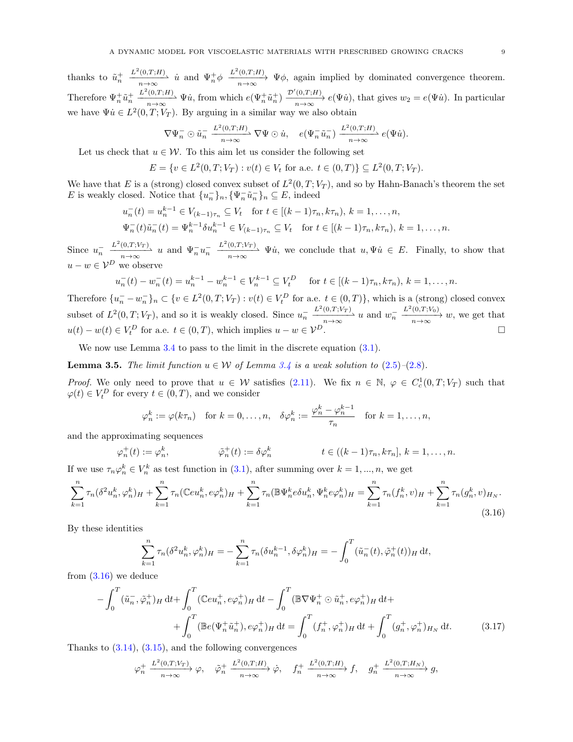thanks to $\tilde{u}_n^+ \xrightarrow[n\to\infty]{L^2(0,T;H)} \dot{u}$ and $\Psi_n^+\phi \xrightarrow[n\to\infty]{L^2(0,T;H)} \Psi\phi$, again implied by dominated convergence theorem. Therefore $\Psi_n^+\tilde{u}_n^+ \xrightarrow[n\to\infty]{L^2(0,T;H)} \Psi\dot{u}$, from which $e(\Psi_n^+\tilde{u}_n^+) \xrightarrow[n\to\infty]{\mathcal{D}'(0,T;H)} e(\Psi\dot{u})$, that gives $w_2 = e(\Psi\dot{u})$. In particular we have $\Psi\dot{u} \in L^2(0,T;V_T)$. By arguing in a similar way we also obtain

$$\nabla\Psi_n^- \odot \tilde{u}_n^- \xrightarrow[n\to\infty]{L^2(0,T;H)} \nabla\Psi \odot \dot{u}, \quad e(\Psi_n^-\tilde{u}_n^-) \xrightarrow[n\to\infty]{L^2(0,T;H)} e(\Psi\dot{u}).$$

Let us check that $u \in \mathcal{W}$. To this aim let us consider the following set

$$E = \{v \in L^2(0,T;V_T) : v(t) \in V_t \text{ for a.e. } t \in (0,T)\} \subseteq L^2(0,T;V_T).$$

We have that $E$ is a (strong) closed convex subset of $L^2(0,T;V_T)$, and so by Hahn-Banach's theorem the set $E$ is weakly closed. Notice that $\{u_n^-\}_n, \{\Psi_n^-\tilde{u}_n^-\}_n \subseteq E$, indeed

$$u_n^-(t) = u_n^{k-1} \in V_{(k-1)\tau_n} \subseteq V_t \quad \text{for } t \in [(k-1)\tau_n, k\tau_n),\ k = 1,\dots,n,$$
$$\Psi_n^-(t)\tilde{u}_n^-(t) = \Psi_n^{k-1}\delta u_n^{k-1} \in V_{(k-1)\tau_n} \subseteq V_t \quad \text{for } t \in [(k-1)\tau_n, k\tau_n),\ k = 1,\dots,n.$$

Since $u_n^- \xrightarrow[n\to\infty]{L^2(0,T;V_T)} u$ and $\Psi_n^-u_n^- \xrightarrow[n\to\infty]{L^2(0,T;V_T)} \Psi\dot{u}$, we conclude that $u, \Psi\dot{u} \in E$. Finally, to show that $u - w \in \mathcal{V}^D$ we observe

$$u_n^-(t) - w_n^-(t) = u_n^{k-1} - w_n^{k-1} \in V_n^{k-1} \subseteq V_t^D \quad \text{for } t \in [(k-1)\tau_n, k\tau_n),\ k = 1,\dots,n.$$

Therefore $\{u_n^- - w_n^-\}_n \subset \{v \in L^2(0,T;V_T) : v(t) \in V_t^D \text{ for a.e. } t \in (0,T)\}$, which is a (strong) closed convex subset of $L^2(0,T;V_T)$, and so it is weakly closed. Since $u_n^- \xrightarrow[n\to\infty]{L^2(0,T;V_T)} u$ and $w_n^- \xrightarrow[n\to\infty]{L^2(0,T;V_0)} w$, we get that $u(t) - w(t) \in V_t^D$ for a.e. $t \in (0,T)$, which implies $u - w \in \mathcal{V}^D$. $\square$

We now use Lemma 3.4 to pass to the limit in the discrete equation (3.1).

**Lemma 3.5.** *The limit function $u \in \mathcal{W}$ of Lemma 3.4 is a weak solution to (2.5)–(2.8).*

*Proof.* We only need to prove that $u \in \mathcal{W}$ satisfies (2.11). We fix $n \in \mathbb{N}$, $\varphi \in C_c^1(0,T;V_T)$ such that $\varphi(t) \in V_t^D$ for every $t \in (0,T)$, and we consider

$$\varphi_n^k := \varphi(k\tau_n) \quad \text{for } k = 0,\dots,n, \quad \delta\varphi_n^k := \frac{\varphi_n^k - \varphi_n^{k-1}}{\tau_n} \quad \text{for } k = 1,\dots,n,$$

and the approximating sequences

$$\varphi_n^+(t) := \varphi_n^k, \qquad \tilde{\varphi}_n^+(t) := \delta\varphi_n^k \qquad t \in ((k-1)\tau_n, k\tau_n],\ k = 1,\dots,n.$$

If we use $\tau_n\varphi_n^k \in V_n^k$ as test function in (3.1), after summing over $k = 1,...,n$, we get

$$\sum_{k=1}^n \tau_n(\delta^2 u_n^k, \varphi_n^k)_H + \sum_{k=1}^n \tau_n(\mathbb{C}eu_n^k, e\varphi_n^k)_H + \sum_{k=1}^n \tau_n(\mathbb{B}\Psi_n^k e\delta u_n^k, \Psi_n^k e\varphi_n^k)_H = \sum_{k=1}^n \tau_n(f_n^k, v)_H + \sum_{k=1}^n \tau_n(g_n^k, v)_{H_N}. \tag{3.16}$$

By these identities

$$\sum_{k=1}^n \tau_n(\delta^2 u_n^k, \varphi_n^k)_H = -\sum_{k=1}^n \tau_n(\delta u_n^{k-1}, \delta\varphi_n^k)_H = -\int_0^T (\tilde{u}_n^-(t), \tilde{\varphi}_n^+(t))_H \, dt,$$

from (3.16) we deduce

$$-\int_0^T (\tilde{u}_n^-, \tilde{\varphi}_n^+)_H \, dt + \int_0^T (\mathbb{C}eu_n^+, e\varphi_n^+)_H \, dt - \int_0^T (\mathbb{B}\nabla\Psi_n^+ \odot \tilde{u}_n^+, e\varphi_n^+)_H \, dt +$$
$$+ \int_0^T (\mathbb{B}e(\Psi_n^+\tilde{u}_n^+), e\varphi_n^+)_H \, dt = \int_0^T (f_n^+, \varphi_n^+)_H \, dt + \int_0^T (g_n^+, \varphi_n^+)_{H_N} \, dt. \tag{3.17}$$

Thanks to (3.14), (3.15), and the following convergences

$$\varphi_n^+ \xrightarrow[n\to\infty]{L^2(0,T;V_T)} \varphi, \quad \tilde{\varphi}_n^+ \xrightarrow[n\to\infty]{L^2(0,T;H)} \dot{\varphi}, \quad f_n^+ \xrightarrow[n\to\infty]{L^2(0,T;H)} f, \quad g_n^+ \xrightarrow[n\to\infty]{L^2(0,T;H_N)} g,$$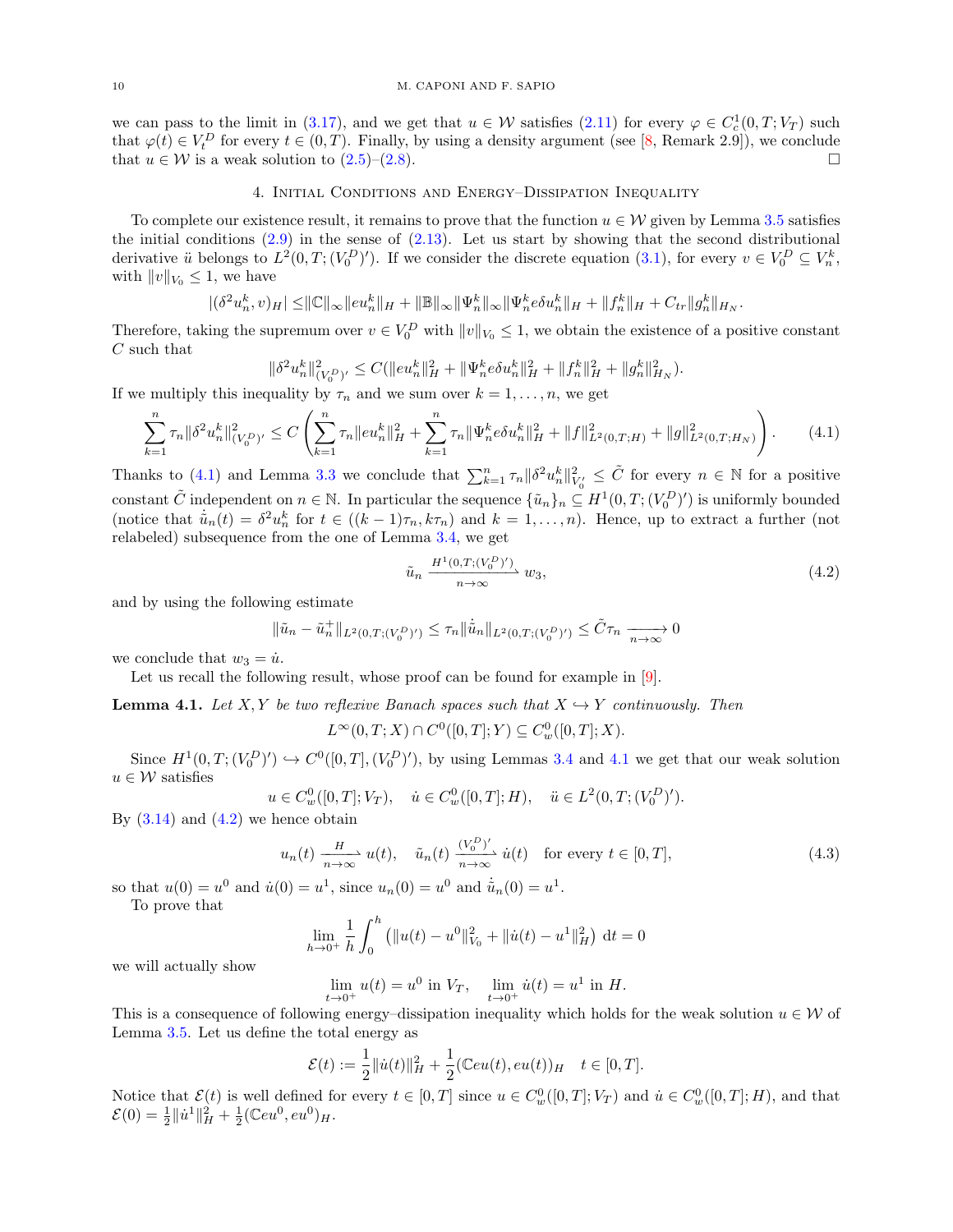we can pass to the limit in (3.17), and we get that $u \in \mathcal{W}$ satisfies (2.11) for every $\varphi \in C^1_c(0,T;V_T)$ such that $\varphi(t) \in V^D_t$ for every $t \in (0,T)$. Finally, by using a density argument (see [8, Remark 2.9]), we conclude that $u \in \mathcal{W}$ is a weak solution to (2.5)–(2.8). $\square$

## 4. Initial Conditions and Energy–Dissipation Inequality

To complete our existence result, it remains to prove that the function $u \in \mathcal{W}$ given by Lemma 3.5 satisfies the initial conditions (2.9) in the sense of (2.13). Let us start by showing that the second distributional derivative $\ddot{u}$ belongs to $L^2(0,T;(V^D_0)')$. If we consider the discrete equation (3.1), for every $v \in V^D_0 \subseteq V^k_n$, with $\|v\|_{V_0} \le 1$, we have

$$|(\delta^2 u^k_n, v)_H| \le \|\mathbb{C}\|_\infty \|eu^k_n\|_H + \|\mathbb{B}\|_\infty \|\Psi^k_n\|_\infty \|\Psi^k_n e\delta u^k_n\|_H + \|f^k_n\|_H + C_{tr}\|g^k_n\|_{H_N}.$$

Therefore, taking the supremum over $v \in V^D_0$ with $\|v\|_{V_0} \le 1$, we obtain the existence of a positive constant $C$ such that

$$\|\delta^2 u^k_n\|^2_{(V^D_0)'} \le C(\|eu^k_n\|^2_H + \|\Psi^k_n e\delta u^k_n\|^2_H + \|f^k_n\|^2_H + \|g^k_n\|^2_{H_N}).$$

If we multiply this inequality by $\tau_n$ and we sum over $k = 1, \dots, n$, we get

$$\sum_{k=1}^n \tau_n \|\delta^2 u^k_n\|^2_{(V^D_0)'} \le C\left(\sum_{k=1}^n \tau_n \|eu^k_n\|^2_H + \sum_{k=1}^n \tau_n \|\Psi^k_n e\delta u^k_n\|^2_H + \|f\|^2_{L^2(0,T;H)} + \|g\|^2_{L^2(0,T;H_N)}\right). \tag{4.1}$$

Thanks to (4.1) and Lemma 3.3 we conclude that $\sum_{k=1}^n \tau_n \|\delta^2 u^k_n\|^2_{V'_0} \le \tilde{C}$ for every $n \in \mathbb{N}$ for a positive constant $\tilde{C}$ independent on $n \in \mathbb{N}$. In particular the sequence $\{\tilde{u}_n\}_n \subseteq H^1(0,T;(V^D_0)')$ is uniformly bounded (notice that $\dot{\tilde{u}}_n(t) = \delta^2 u^k_n$ for $t \in ((k-1)\tau_n, k\tau_n)$ and $k = 1, \dots, n$). Hence, up to extract a further (not relabeled) subsequence from the one of Lemma 3.4, we get

$$\tilde{u}_n \xrightarrow[n\to\infty]{H^1(0,T;(V^D_0)')} w_3, \tag{4.2}$$

and by using the following estimate

$$\|\tilde{u}_n - \tilde{u}^+_n\|_{L^2(0,T;(V^D_0)')} \le \tau_n \|\dot{\tilde{u}}_n\|_{L^2(0,T;(V^D_0)')} \le \tilde{C}\tau_n \xrightarrow[n\to\infty]{} 0$$

we conclude that $w_3 = \dot{u}$.

Let us recall the following result, whose proof can be found for example in [9].

**Lemma 4.1.** *Let $X, Y$ be two reflexive Banach spaces such that $X \hookrightarrow Y$ continuously. Then*

$$L^\infty(0,T;X) \cap C^0([0,T];Y) \subseteq C^0_w([0,T];X).$$

Since $H^1(0,T;(V^D_0)') \hookrightarrow C^0([0,T],(V^D_0)')$, by using Lemmas 3.4 and 4.1 we get that our weak solution $u \in \mathcal{W}$ satisfies

$$u \in C^0_w([0,T];V_T), \quad \dot{u} \in C^0_w([0,T];H), \quad \ddot{u} \in L^2(0,T;(V^D_0)').$$

By (3.14) and (4.2) we hence obtain

$$u_n(t) \xrightarrow[n\to\infty]{H} u(t), \quad \tilde{u}_n(t) \xrightarrow[n\to\infty]{(V^D_0)'} \dot{u}(t) \quad \text{for every } t \in [0,T], \tag{4.3}$$

so that $u(0) = u^0$ and $\dot{u}(0) = u^1$, since $u_n(0) = u^0$ and $\dot{\tilde{u}}_n(0) = u^1$.

To prove that

$$\lim_{h\to 0^+} \frac{1}{h}\int_0^h \left(\|u(t) - u^0\|^2_{V_0} + \|\dot{u}(t) - u^1\|^2_H\right) \mathrm{d}t = 0$$

we will actually show

$$\lim_{t\to 0^+} u(t) = u^0 \text{ in } V_T, \quad \lim_{t\to 0^+} \dot{u}(t) = u^1 \text{ in } H.$$

This is a consequence of following energy–dissipation inequality which holds for the weak solution $u \in \mathcal{W}$ of Lemma 3.5. Let us define the total energy as

$$\mathcal{E}(t) := \frac{1}{2}\|\dot{u}(t)\|^2_H + \frac{1}{2}(\mathbb{C}eu(t), eu(t))_H \quad t \in [0,T].$$

Notice that $\mathcal{E}(t)$ is well defined for every $t \in [0,T]$ since $u \in C^0_w([0,T];V_T)$ and $\dot{u} \in C^0_w([0,T];H)$, and that $\mathcal{E}(0) = \frac{1}{2}\|\dot{u}^1\|^2_H + \frac{1}{2}(\mathbb{C}eu^0, eu^0)_H$.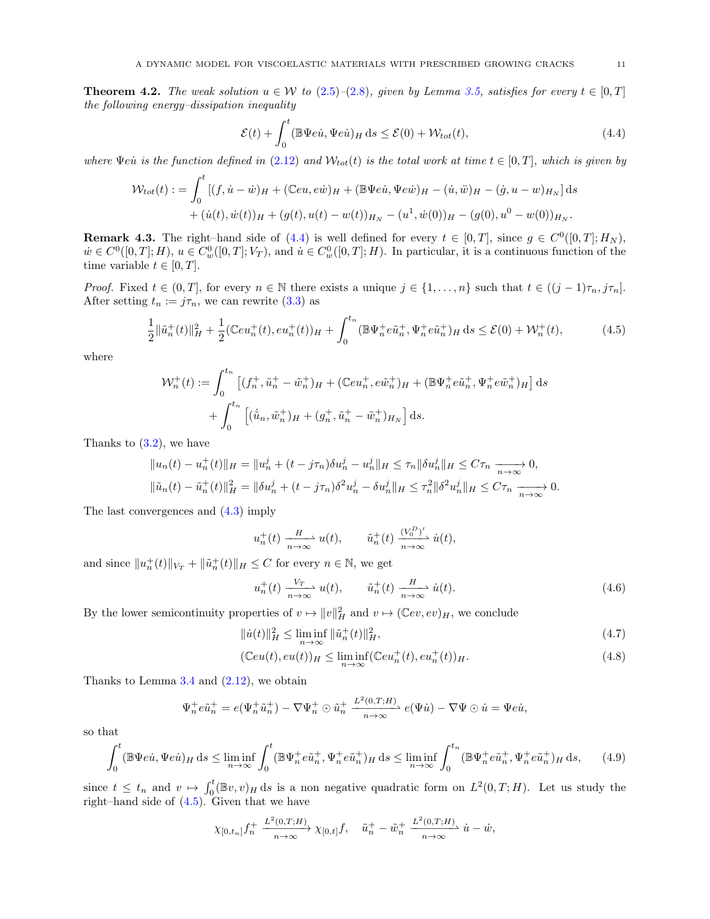**Theorem 4.2.** *The weak solution $u \in \mathcal{W}$ to (2.5)–(2.8), given by Lemma 3.5, satisfies for every $t \in [0,T]$ the following energy–dissipation inequality*

$$\mathcal{E}(t) + \int_0^t (\mathbb{B}\Psi e\dot{u}, \Psi e\dot{u})_H \,\mathrm{d}s \le \mathcal{E}(0) + \mathcal{W}_{tot}(t), \tag{4.4}$$

*where $\Psi e\dot{u}$ is the function defined in (2.12) and $\mathcal{W}_{tot}(t)$ is the total work at time $t \in [0,T]$, which is given by*

$$\mathcal{W}_{tot}(t) := \int_0^t [(f, \dot{u} - \dot{w})_H + (\mathbb{C}eu, e\dot{w})_H + (\mathbb{B}\Psi e\dot{u}, \Psi e\dot{w})_H - (\dot{u}, \ddot{w})_H - (\dot{g}, u - w)_{H_N}]\,\mathrm{d}s$$
$$+ (\dot{u}(t), \dot{w}(t))_H + (g(t), u(t) - w(t))_{H_N} - (u^1, \dot{w}(0))_H - (g(0), u^0 - w(0))_{H_N}.$$

**Remark 4.3.** The right–hand side of (4.4) is well defined for every $t \in [0,T]$, since $g \in C^0([0,T]; H_N)$, $\dot{w} \in C^0([0,T]; H)$, $u \in C^0_w([0,T]; V_T)$, and $\dot{u} \in C^0_w([0,T]; H)$. In particular, it is a continuous function of the time variable $t \in [0,T]$.

*Proof.* Fixed $t \in (0,T]$, for every $n \in \mathbb{N}$ there exists a unique $j \in \{1, \dots, n\}$ such that $t \in ((j-1)\tau_n, j\tau_n]$. After setting $t_n := j\tau_n$, we can rewrite (3.3) as

$$\frac{1}{2}\|\tilde{u}_n^+(t)\|_H^2 + \frac{1}{2}(\mathbb{C}eu_n^+(t), eu_n^+(t))_H + \int_0^{t_n} (\mathbb{B}\Psi_n^+ e\tilde{u}_n^+, \Psi_n^+ e\tilde{u}_n^+)_H \,\mathrm{d}s \le \mathcal{E}(0) + \mathcal{W}_n^+(t), \tag{4.5}$$

where

$$\mathcal{W}_n^+(t) := \int_0^{t_n} \left[(f_n^+, \tilde{u}_n^+ - \tilde{w}_n^+)_H + (\mathbb{C}eu_n^+, e\tilde{w}_n^+)_H + (\mathbb{B}\Psi_n^+ e\tilde{u}_n^+, \Psi_n^+ e\tilde{w}_n^+)_H\right] \mathrm{d}s$$
$$+ \int_0^{t_n} \left[(\dot{\tilde{u}}_n, \tilde{w}_n^+)_H + (g_n^+, \tilde{u}_n^+ - \tilde{w}_n^+)_{H_N}\right] \mathrm{d}s.$$

Thanks to (3.2), we have

$$\|u_n(t) - u_n^+(t)\|_H = \|u_n^j + (t - j\tau_n)\delta u_n^j - u_n^j\|_H \le \tau_n \|\delta u_n^j\|_H \le C\tau_n \xrightarrow[n\to\infty]{} 0,$$
$$\|\tilde{u}_n(t) - \tilde{u}_n^+(t)\|_H^2 = \|\delta u_n^j + (t - j\tau_n)\delta^2 u_n^j - \delta u_n^j\|_H \le \tau_n^2 \|\delta^2 u_n^j\|_H \le C\tau_n \xrightarrow[n\to\infty]{} 0.$$

The last convergences and (4.3) imply

$$u_n^+(t) \xrightarrow[n\to\infty]{H} u(t), \qquad \tilde{u}_n^+(t) \xrightarrow[n\to\infty]{(V_0^D)'} \dot{u}(t),$$

and since $\|u_n^+(t)\|_{V_T} + \|\tilde{u}_n^+(t)\|_H \le C$ for every $n \in \mathbb{N}$, we get

$$u_n^+(t) \xrightarrow[n\to\infty]{V_T} u(t), \qquad \tilde{u}_n^+(t) \xrightarrow[n\to\infty]{H} \dot{u}(t). \tag{4.6}$$

By the lower semicontinuity properties of $v \mapsto \|v\|_H^2$ and $v \mapsto (\mathbb{C}ev, ev)_H$, we conclude

$$\|\dot{u}(t)\|_H^2 \le \liminf_{n\to\infty} \|\tilde{u}_n^+(t)\|_H^2, \tag{4.7}$$

$$(\mathbb{C}eu(t), eu(t))_H \le \liminf_{n\to\infty} (\mathbb{C}eu_n^+(t), eu_n^+(t))_H. \tag{4.8}$$

Thanks to Lemma 3.4 and (2.12), we obtain

$$\Psi_n^+ e\tilde{u}_n^+ = e(\Psi_n^+ \tilde{u}_n^+) - \nabla\Psi_n^+ \odot \tilde{u}_n^+ \xrightarrow[n\to\infty]{L^2(0,T;H)} e(\Psi\dot{u}) - \nabla\Psi \odot \dot{u} = \Psi e\dot{u},$$

so that

$$\int_0^t (\mathbb{B}\Psi e\dot{u}, \Psi e\dot{u})_H \,\mathrm{d}s \le \liminf_{n\to\infty} \int_0^t (\mathbb{B}\Psi_n^+ e\tilde{u}_n^+, \Psi_n^+ e\tilde{u}_n^+)_H \,\mathrm{d}s \le \liminf_{n\to\infty} \int_0^{t_n} (\mathbb{B}\Psi_n^+ e\tilde{u}_n^+, \Psi_n^+ e\tilde{u}_n^+)_H \,\mathrm{d}s, \tag{4.9}$$

since $t \le t_n$ and $v \mapsto \int_0^t (\mathbb{B}v, v)_H \,\mathrm{d}s$ is a non negative quadratic form on $L^2(0,T;H)$. Let us study the right–hand side of (4.5). Given that we have

$$\chi_{[0,t_n]} f_n^+ \xrightarrow[n\to\infty]{L^2(0,T;H)} \chi_{[0,t]} f, \quad \tilde{u}_n^+ - \tilde{w}_n^+ \xrightarrow[n\to\infty]{L^2(0,T;H)} \dot{u} - \dot{w},$$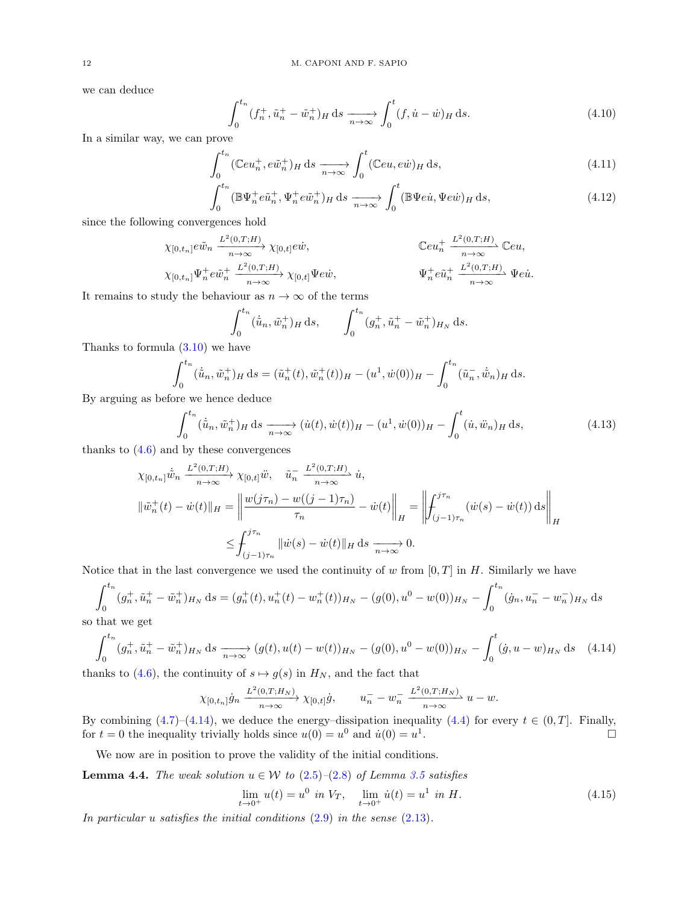we can deduce

$$\int_0^{t_n} (f_n^+, \tilde{u}_n^+ - \tilde{w}_n^+)_H \,\mathrm{d}s \xrightarrow[n\to\infty]{} \int_0^t (f, \dot{u} - \dot{w})_H \,\mathrm{d}s. \tag{4.10}$$

In a similar way, we can prove

$$\int_0^{t_n} (\mathbb{C}eu_n^+, e\tilde{w}_n^+)_H \,\mathrm{d}s \xrightarrow[n\to\infty]{} \int_0^t (\mathbb{C}eu, e\dot{w})_H \,\mathrm{d}s, \tag{4.11}$$

$$\int_0^{t_n} (\mathbb{B}\Psi_n^+ e\tilde{u}_n^+, \Psi_n^+ e\tilde{w}_n^+)_H \,\mathrm{d}s \xrightarrow[n\to\infty]{} \int_0^t (\mathbb{B}\Psi e\dot{u}, \Psi e\dot{w})_H \,\mathrm{d}s, \tag{4.12}$$

since the following convergences hold

$$\chi_{[0,t_n]} e\tilde{w}_n \xrightarrow[n\to\infty]{L^2(0,T;H)} \chi_{[0,t]} e\dot{w}, \qquad \mathbb{C}eu_n^+ \xrightarrow[n\to\infty]{L^2(0,T;H)} \mathbb{C}eu,$$

$$\chi_{[0,t_n]} \Psi_n^+ e\tilde{w}_n^+ \xrightarrow[n\to\infty]{L^2(0,T;H)} \chi_{[0,t]} \Psi e\dot{w}, \qquad \Psi_n^+ e\tilde{u}_n^+ \xrightarrow[n\to\infty]{L^2(0,T;H)} \Psi e\dot{u}.$$

It remains to study the behaviour as $n \to \infty$ of the terms

$$\int_0^{t_n} (\dot{\tilde{u}}_n, \tilde{w}_n^+)_H \,\mathrm{d}s, \qquad \int_0^{t_n} (g_n^+, \tilde{u}_n^+ - \tilde{w}_n^+)_{H_N} \,\mathrm{d}s.$$

Thanks to formula (3.10) we have

$$\int_0^{t_n} (\dot{\tilde{u}}_n, \tilde{w}_n^+)_H \,\mathrm{d}s = (\tilde{u}_n^+(t), \tilde{w}_n^+(t))_H - (u^1, \dot{w}(0))_H - \int_0^{t_n} (\tilde{u}_n^-, \dot{\tilde{w}}_n)_H \,\mathrm{d}s.$$

By arguing as before we hence deduce

$$\int_0^{t_n} (\dot{\tilde{u}}_n, \tilde{w}_n^+)_H \,\mathrm{d}s \xrightarrow[n\to\infty]{} (\dot{u}(t), \dot{w}(t))_H - (u^1, \dot{w}(0))_H - \int_0^t (\dot{u}, \ddot{w}_n)_H \,\mathrm{d}s, \tag{4.13}$$

thanks to (4.6) and by these convergences

$$\chi_{[0,t_n]} \dot{\tilde{w}}_n \xrightarrow[n\to\infty]{L^2(0,T;H)} \chi_{[0,t]} \ddot{w}, \quad \tilde{u}_n^- \xrightarrow[n\to\infty]{L^2(0,T;H)} \dot{u},$$

$$\|\tilde{w}_n^+(t) - \dot{w}(t)\|_H = \left\| \frac{w(j\tau_n) - w((j-1)\tau_n)}{\tau_n} - \dot{w}(t) \right\|_H = \left\| \fint_{(j-1)\tau_n}^{j\tau_n} (\dot{w}(s) - \dot{w}(t)) \,\mathrm{d}s \right\|_H$$

$$\leq \fint_{(j-1)\tau_n}^{j\tau_n} \|\dot{w}(s) - \dot{w}(t)\|_H \,\mathrm{d}s \xrightarrow[n\to\infty]{} 0.$$

Notice that in the last convergence we used the continuity of $w$ from $[0,T]$ in $H$. Similarly we have

$$\int_0^{t_n} (g_n^+, \tilde{u}_n^+ - \tilde{w}_n^+)_{H_N} \,\mathrm{d}s = (g_n^+(t), u_n^+(t) - w_n^+(t))_{H_N} - (g(0), u^0 - w(0))_{H_N} - \int_0^{t_n} (\dot{g}_n, u_n^- - w_n^-)_{H_N} \,\mathrm{d}s$$

so that we get

$$\int_0^{t_n} (g_n^+, \tilde{u}_n^+ - \tilde{w}_n^+)_{H_N} \,\mathrm{d}s \xrightarrow[n\to\infty]{} (g(t), u(t) - w(t))_{H_N} - (g(0), u^0 - w(0))_{H_N} - \int_0^t (\dot{g}, u - w)_{H_N} \,\mathrm{d}s \tag{4.14}$$

thanks to (4.6), the continuity of $s \mapsto g(s)$ in $H_N$, and the fact that

$$\chi_{[0,t_n]} \dot{g}_n \xrightarrow[n\to\infty]{L^2(0,T;H_N)} \chi_{[0,t]} \dot{g}, \qquad u_n^- - w_n^- \xrightarrow[n\to\infty]{L^2(0,T;H_N)} u - w.$$

By combining (4.7)–(4.14), we deduce the energy–dissipation inequality (4.4) for every $t \in (0,T]$. Finally, for $t = 0$ the inequality trivially holds since $u(0) = u^0$ and $\dot{u}(0) = u^1$. $\square$

We now are in position to prove the validity of the initial conditions.

**Lemma 4.4.** *The weak solution $u \in \mathcal{W}$ to (2.5)–(2.8) of Lemma 3.5 satisfies*

$$\lim_{t\to 0^+} u(t) = u^0 \text{ in } V_T, \quad \lim_{t\to 0^+} \dot{u}(t) = u^1 \text{ in } H. \tag{4.15}$$

*In particular $u$ satisfies the initial conditions (2.9) in the sense (2.13).*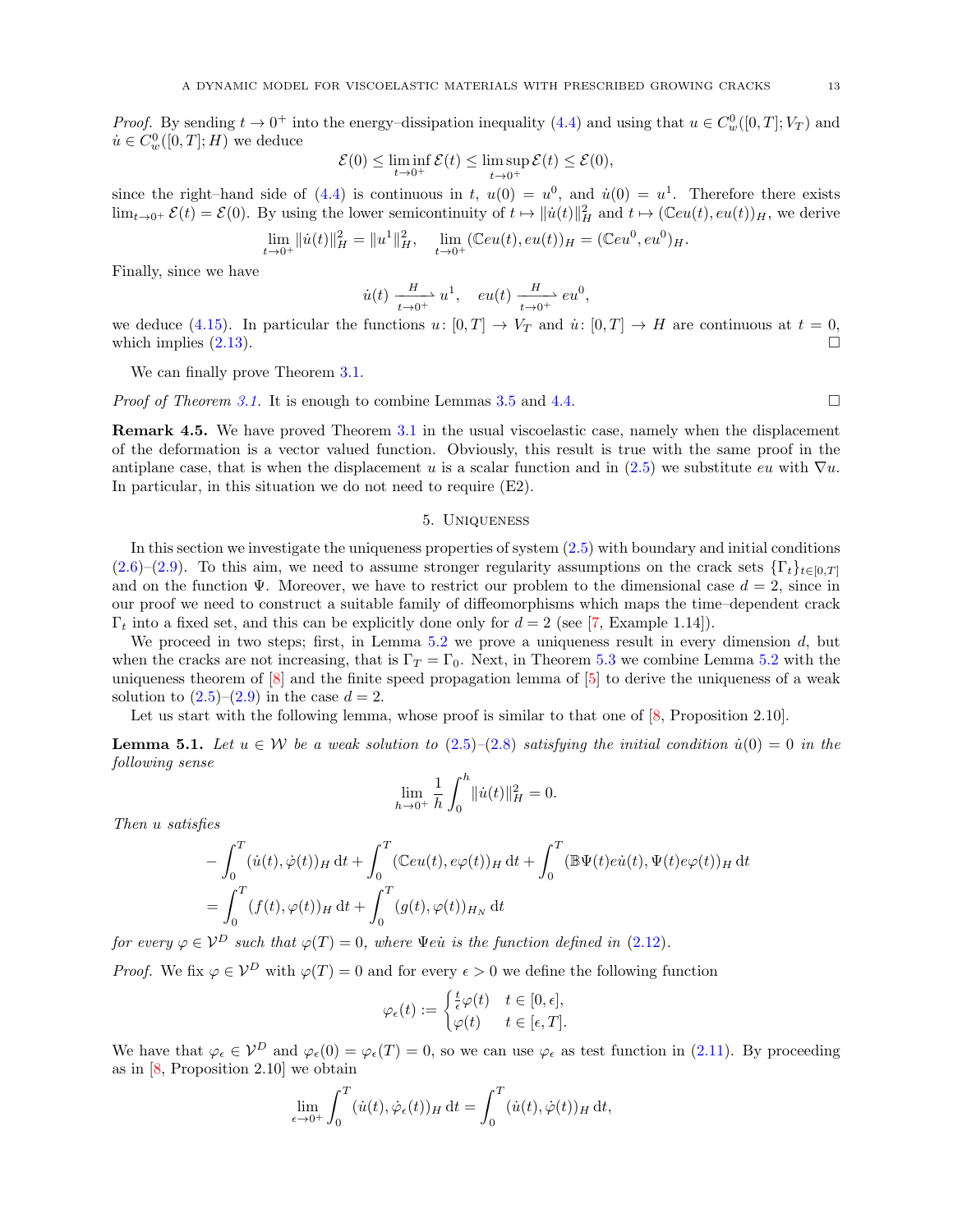*Proof.* By sending $t \to 0^+$ into the energy–dissipation inequality (4.4) and using that $u \in C_w^0([0,T]; V_T)$ and $\dot u \in C_w^0([0,T]; H)$ we deduce

$$\mathcal{E}(0) \le \liminf_{t\to 0^+} \mathcal{E}(t) \le \limsup_{t\to 0^+} \mathcal{E}(t) \le \mathcal{E}(0),$$

since the right–hand side of (4.4) is continuous in $t$, $u(0) = u^0$, and $\dot u(0) = u^1$. Therefore there exists $\lim_{t\to 0^+} \mathcal{E}(t) = \mathcal{E}(0)$. By using the lower semicontinuity of $t \mapsto \|\dot u(t)\|_H^2$ and $t \mapsto (\mathbb{C} eu(t), eu(t))_H$, we derive

$$\lim_{t\to 0^+} \|\dot u(t)\|_H^2 = \|u^1\|_H^2, \quad \lim_{t\to 0^+} (\mathbb{C} eu(t), eu(t))_H = (\mathbb{C} eu^0, eu^0)_H.$$

Finally, since we have

$$\dot u(t) \xrightarrow[t\to 0^+]{H} u^1, \quad eu(t) \xrightarrow[t\to 0^+]{H} eu^0,$$

we deduce (4.15). In particular the functions $u\colon [0,T] \to V_T$ and $\dot u\colon [0,T] \to H$ are continuous at $t = 0$, which implies (2.13). □

We can finally prove Theorem 3.1.

*Proof of Theorem 3.1.* It is enough to combine Lemmas 3.5 and 4.4. □

**Remark 4.5.** We have proved Theorem 3.1 in the usual viscoelastic case, namely when the displacement of the deformation is a vector valued function. Obviously, this result is true with the same proof in the antiplane case, that is when the displacement $u$ is a scalar function and in (2.5) we substitute $eu$ with $\nabla u$. In particular, in this situation we do not need to require (E2).

## 5. Uniqueness

In this section we investigate the uniqueness properties of system (2.5) with boundary and initial conditions (2.6)–(2.9). To this aim, we need to assume stronger regularity assumptions on the crack sets $\{\Gamma_t\}_{t\in[0,T]}$ and on the function $\Psi$. Moreover, we have to restrict our problem to the dimensional case $d = 2$, since in our proof we need to construct a suitable family of diffeomorphisms which maps the time–dependent crack $\Gamma_t$ into a fixed set, and this can be explicitly done only for $d = 2$ (see [7, Example 1.14]).

We proceed in two steps; first, in Lemma 5.2 we prove a uniqueness result in every dimension $d$, but when the cracks are not increasing, that is $\Gamma_T = \Gamma_0$. Next, in Theorem 5.3 we combine Lemma 5.2 with the uniqueness theorem of [8] and the finite speed propagation lemma of [5] to derive the uniqueness of a weak solution to (2.5)–(2.9) in the case $d = 2$.

Let us start with the following lemma, whose proof is similar to that one of [8, Proposition 2.10].

**Lemma 5.1.** *Let $u \in \mathcal{W}$ be a weak solution to (2.5)–(2.8) satisfying the initial condition $\dot u(0) = 0$ in the following sense*

$$\lim_{h\to 0^+} \frac{1}{h} \int_0^h \|\dot u(t)\|_H^2 = 0.$$

*Then $u$ satisfies*

$$-\int_0^T (\dot u(t), \dot\varphi(t))_H \,\mathrm{d}t + \int_0^T (\mathbb{C} eu(t), e\varphi(t))_H \,\mathrm{d}t + \int_0^T (\mathbb{B}\Psi(t)e\dot u(t), \Psi(t)e\varphi(t))_H \,\mathrm{d}t$$
$$= \int_0^T (f(t), \varphi(t))_H \,\mathrm{d}t + \int_0^T (g(t), \varphi(t))_{H_N} \,\mathrm{d}t$$

*for every $\varphi \in \mathcal{V}^D$ such that $\varphi(T) = 0$, where $\Psi e\dot u$ is the function defined in (2.12).*

*Proof.* We fix $\varphi \in \mathcal{V}^D$ with $\varphi(T) = 0$ and for every $\epsilon > 0$ we define the following function

$$\varphi_\epsilon(t) := \begin{cases} \frac{t}{\epsilon}\varphi(t) & t \in [0,\epsilon], \\ \varphi(t) & t \in [\epsilon, T]. \end{cases}$$

We have that $\varphi_\epsilon \in \mathcal{V}^D$ and $\varphi_\epsilon(0) = \varphi_\epsilon(T) = 0$, so we can use $\varphi_\epsilon$ as test function in (2.11). By proceeding as in [8, Proposition 2.10] we obtain

$$\lim_{\epsilon\to 0^+} \int_0^T (\dot u(t), \dot\varphi_\epsilon(t))_H \,\mathrm{d}t = \int_0^T (\dot u(t), \dot\varphi(t))_H \,\mathrm{d}t,$$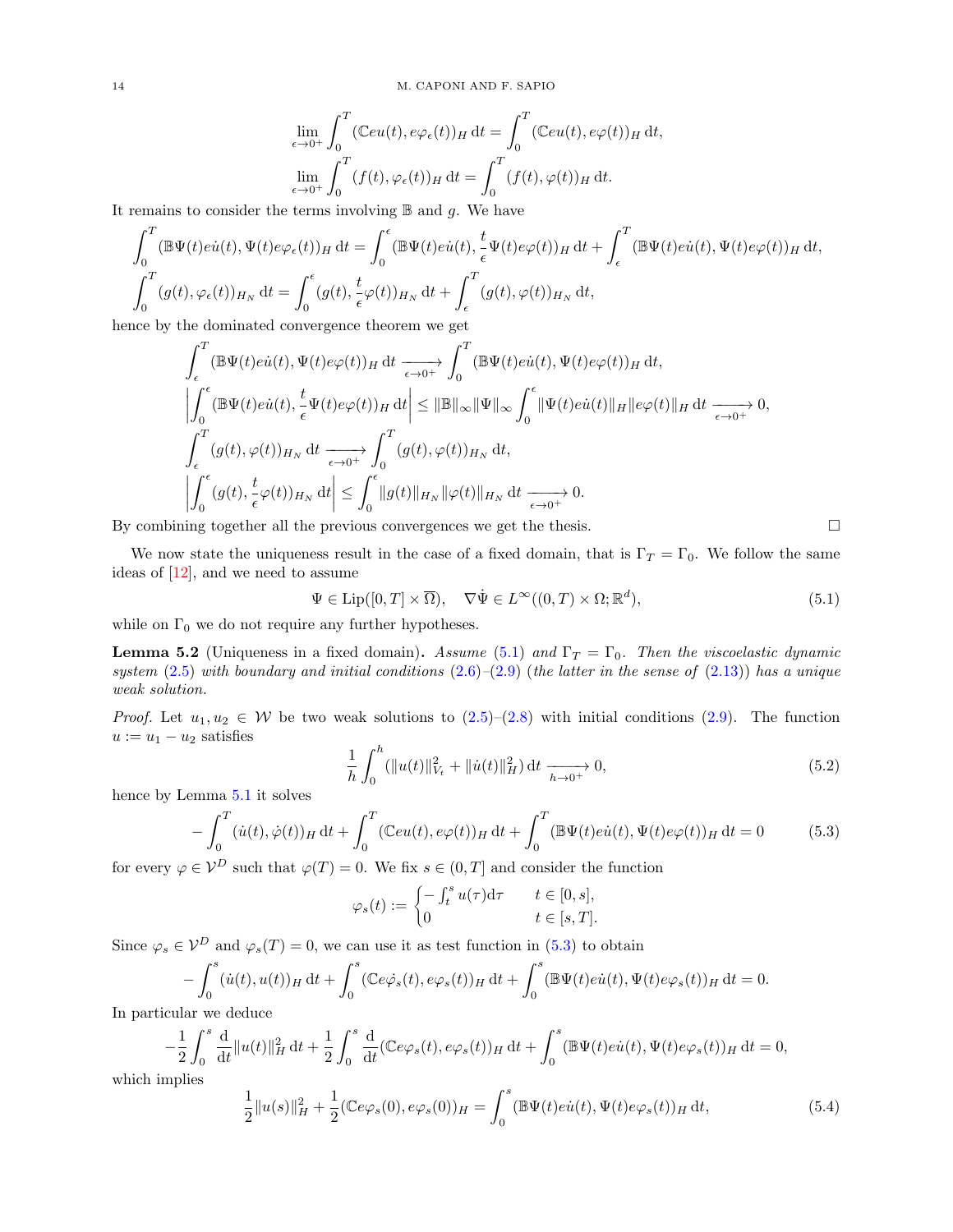$$\lim_{\epsilon\to 0^+}\int_0^T (\mathbb{C}eu(t), e\varphi_\epsilon(t))_H \,\mathrm{d}t = \int_0^T (\mathbb{C}eu(t), e\varphi(t))_H \,\mathrm{d}t,$$
$$\lim_{\epsilon\to 0^+}\int_0^T (f(t), \varphi_\epsilon(t))_H \,\mathrm{d}t = \int_0^T (f(t), \varphi(t))_H \,\mathrm{d}t.$$

It remains to consider the terms involving $\mathbb{B}$ and $g$. We have

$$\int_0^T (\mathbb{B}\Psi(t)e\dot u(t), \Psi(t)e\varphi_\epsilon(t))_H \,\mathrm{d}t = \int_0^\epsilon (\mathbb{B}\Psi(t)e\dot u(t), \frac{t}{\epsilon}\Psi(t)e\varphi(t))_H \,\mathrm{d}t + \int_\epsilon^T (\mathbb{B}\Psi(t)e\dot u(t), \Psi(t)e\varphi(t))_H \,\mathrm{d}t,$$
$$\int_0^T (g(t), \varphi_\epsilon(t))_{H_N} \,\mathrm{d}t = \int_0^\epsilon (g(t), \frac{t}{\epsilon}\varphi(t))_{H_N} \,\mathrm{d}t + \int_\epsilon^T (g(t), \varphi(t))_{H_N} \,\mathrm{d}t,$$

hence by the dominated convergence theorem we get

$$\int_\epsilon^T (\mathbb{B}\Psi(t)e\dot u(t), \Psi(t)e\varphi(t))_H \,\mathrm{d}t \xrightarrow[\epsilon\to 0^+]{} \int_0^T (\mathbb{B}\Psi(t)e\dot u(t), \Psi(t)e\varphi(t))_H \,\mathrm{d}t,$$
$$\left|\int_0^\epsilon (\mathbb{B}\Psi(t)e\dot u(t), \frac{t}{\epsilon}\Psi(t)e\varphi(t))_H \,\mathrm{d}t\right| \le \|\mathbb{B}\|_\infty \|\Psi\|_\infty \int_0^\epsilon \|\Psi(t)e\dot u(t)\|_H \|e\varphi(t)\|_H \,\mathrm{d}t \xrightarrow[\epsilon\to 0^+]{} 0,$$
$$\int_\epsilon^T (g(t), \varphi(t))_{H_N} \,\mathrm{d}t \xrightarrow[\epsilon\to 0^+]{} \int_0^T (g(t), \varphi(t))_{H_N} \,\mathrm{d}t,$$
$$\left|\int_0^\epsilon (g(t), \frac{t}{\epsilon}\varphi(t))_{H_N} \,\mathrm{d}t\right| \le \int_0^\epsilon \|g(t)\|_{H_N} \|\varphi(t)\|_{H_N} \,\mathrm{d}t \xrightarrow[\epsilon\to 0^+]{} 0.$$

By combining together all the previous convergences we get the thesis. □

We now state the uniqueness result in the case of a fixed domain, that is $\Gamma_T = \Gamma_0$. We follow the same ideas of [12], and we need to assume

$$\Psi \in \mathrm{Lip}([0,T]\times\overline{\Omega}), \quad \nabla\dot\Psi \in L^\infty((0,T)\times\Omega;\mathbb{R}^d), \tag{5.1}$$

while on $\Gamma_0$ we do not require any further hypotheses.

**Lemma 5.2** (Uniqueness in a fixed domain). *Assume (5.1) and $\Gamma_T = \Gamma_0$. Then the viscoelastic dynamic system (2.5) with boundary and initial conditions (2.6)–(2.9) (the latter in the sense of (2.13)) has a unique weak solution.*

*Proof.* Let $u_1, u_2 \in \mathcal{W}$ be two weak solutions to (2.5)–(2.8) with initial conditions (2.9). The function $u := u_1 - u_2$ satisfies

$$\frac{1}{h}\int_0^h (\|u(t)\|^2_{V_t} + \|\dot u(t)\|^2_H) \,\mathrm{d}t \xrightarrow[h\to 0^+]{} 0, \tag{5.2}$$

hence by Lemma 5.1 it solves

$$-\int_0^T (\dot u(t), \dot\varphi(t))_H \,\mathrm{d}t + \int_0^T (\mathbb{C}eu(t), e\varphi(t))_H \,\mathrm{d}t + \int_0^T (\mathbb{B}\Psi(t)e\dot u(t), \Psi(t)e\varphi(t))_H \,\mathrm{d}t = 0 \tag{5.3}$$

for every $\varphi \in \mathcal{V}^D$ such that $\varphi(T) = 0$. We fix $s \in (0,T]$ and consider the function

$$\varphi_s(t) := \begin{cases} -\int_t^s u(\tau)\mathrm{d}\tau & t\in[0,s],\\ 0 & t\in[s,T].\end{cases}$$

Since $\varphi_s \in \mathcal{V}^D$ and $\varphi_s(T) = 0$, we can use it as test function in (5.3) to obtain

$$-\int_0^s (\dot u(t), u(t))_H \,\mathrm{d}t + \int_0^s (\mathbb{C}e\dot\varphi_s(t), e\varphi_s(t))_H \,\mathrm{d}t + \int_0^s (\mathbb{B}\Psi(t)e\dot u(t), \Psi(t)e\varphi_s(t))_H \,\mathrm{d}t = 0.$$

In particular we deduce

$$-\frac{1}{2}\int_0^s \frac{\mathrm{d}}{\mathrm{d}t}\|u(t)\|^2_H \,\mathrm{d}t + \frac{1}{2}\int_0^s \frac{\mathrm{d}}{\mathrm{d}t}(\mathbb{C}e\varphi_s(t), e\varphi_s(t))_H \,\mathrm{d}t + \int_0^s (\mathbb{B}\Psi(t)e\dot u(t), \Psi(t)e\varphi_s(t))_H \,\mathrm{d}t = 0,$$

which implies

$$\frac{1}{2}\|u(s)\|^2_H + \frac{1}{2}(\mathbb{C}e\varphi_s(0), e\varphi_s(0))_H = \int_0^s (\mathbb{B}\Psi(t)e\dot u(t), \Psi(t)e\varphi_s(t))_H \,\mathrm{d}t, \tag{5.4}$$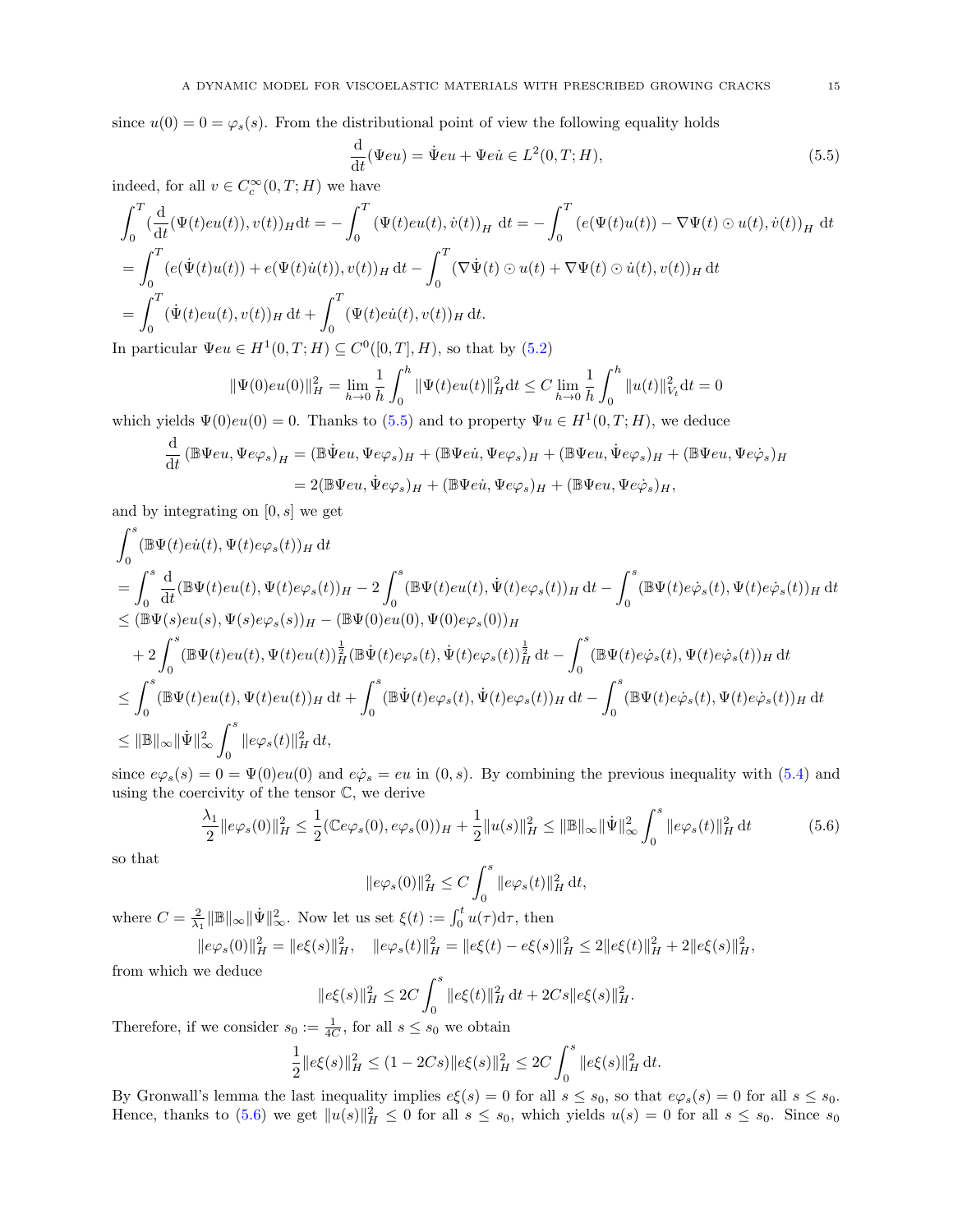since $u(0) = 0 = \varphi_s(s)$. From the distributional point of view the following equality holds

$$\frac{\mathrm{d}}{\mathrm{d}t}(\Psi eu) = \dot{\Psi} eu + \Psi e\dot{u} \in L^2(0,T;H), \tag{5.5}$$

indeed, for all $v \in C_c^\infty(0,T;H)$ we have

$$\begin{aligned}
&\int_0^T (\frac{\mathrm{d}}{\mathrm{d}t}(\Psi(t)eu(t)), v(t))_H \mathrm{d}t = -\int_0^T (\Psi(t)eu(t), \dot{v}(t))_H \, \mathrm{d}t = -\int_0^T (e(\Psi(t)u(t)) - \nabla\Psi(t)\odot u(t), \dot{v}(t))_H \, \mathrm{d}t \\
&= \int_0^T (e(\dot{\Psi}(t)u(t)) + e(\Psi(t)\dot{u}(t)), v(t))_H \, \mathrm{d}t - \int_0^T (\nabla\dot{\Psi}(t)\odot u(t) + \nabla\Psi(t)\odot \dot{u}(t), v(t))_H \, \mathrm{d}t \\
&= \int_0^T (\dot{\Psi}(t)eu(t), v(t))_H \, \mathrm{d}t + \int_0^T (\Psi(t)e\dot{u}(t), v(t))_H \, \mathrm{d}t.
\end{aligned}$$

In particular $\Psi eu \in H^1(0,T;H) \subseteq C^0([0,T],H)$, so that by (5.2)

$$\|\Psi(0)eu(0)\|_H^2 = \lim_{h\to 0}\frac{1}{h}\int_0^h \|\Psi(t)eu(t)\|_H^2 \mathrm{d}t \le C\lim_{h\to 0}\frac{1}{h}\int_0^h \|u(t)\|_{V_t}^2 \mathrm{d}t = 0$$

which yields $\Psi(0)eu(0) = 0$. Thanks to (5.5) and to property $\Psi u \in H^1(0,T;H)$, we deduce

$$\begin{aligned}
\frac{\mathrm{d}}{\mathrm{d}t}\left(\mathbb{B}\Psi eu, \Psi e\varphi_s\right)_H &= (\mathbb{B}\dot{\Psi}eu, \Psi e\varphi_s)_H + (\mathbb{B}\Psi e\dot{u}, \Psi e\varphi_s)_H + (\mathbb{B}\Psi eu, \dot{\Psi} e\varphi_s)_H + (\mathbb{B}\Psi eu, \Psi e\dot{\varphi}_s)_H \\
&= 2(\mathbb{B}\Psi eu, \dot{\Psi}e\varphi_s)_H + (\mathbb{B}\Psi e\dot{u}, \Psi e\varphi_s)_H + (\mathbb{B}\Psi eu, \Psi e\dot{\varphi}_s)_H,
\end{aligned}$$

and by integrating on $[0,s]$ we get

$$\begin{aligned}
&\int_0^s (\mathbb{B}\Psi(t)e\dot{u}(t), \Psi(t)e\varphi_s(t))_H \, \mathrm{d}t \\
&= \int_0^s \frac{\mathrm{d}}{\mathrm{d}t}(\mathbb{B}\Psi(t)eu(t), \Psi(t)e\varphi_s(t))_H - 2\int_0^s (\mathbb{B}\Psi(t)eu(t), \dot{\Psi}(t)e\varphi_s(t))_H \, \mathrm{d}t - \int_0^s (\mathbb{B}\Psi(t)e\dot{\varphi}_s(t), \Psi(t)e\dot{\varphi}_s(t))_H \, \mathrm{d}t \\
&\le (\mathbb{B}\Psi(s)eu(s), \Psi(s)e\varphi_s(s))_H - (\mathbb{B}\Psi(0)eu(0), \Psi(0)e\varphi_s(0))_H \\
&\quad + 2\int_0^s (\mathbb{B}\Psi(t)eu(t), \Psi(t)eu(t))_H^{\frac{1}{2}} (\mathbb{B}\dot{\Psi}(t)e\varphi_s(t), \dot{\Psi}(t)e\varphi_s(t))_H^{\frac{1}{2}} \, \mathrm{d}t - \int_0^s (\mathbb{B}\Psi(t)e\dot{\varphi}_s(t), \Psi(t)e\dot{\varphi}_s(t))_H \, \mathrm{d}t \\
&\le \int_0^s (\mathbb{B}\Psi(t)eu(t), \Psi(t)eu(t))_H \, \mathrm{d}t + \int_0^s (\mathbb{B}\dot{\Psi}(t)e\varphi_s(t), \dot{\Psi}(t)e\varphi_s(t))_H \, \mathrm{d}t - \int_0^s (\mathbb{B}\Psi(t)e\dot{\varphi}_s(t), \Psi(t)e\dot{\varphi}_s(t))_H \, \mathrm{d}t \\
&\le \|\mathbb{B}\|_\infty \|\dot{\Psi}\|_\infty^2 \int_0^s \|e\varphi_s(t)\|_H^2 \, \mathrm{d}t,
\end{aligned}$$

since $e\varphi_s(s) = 0 = \Psi(0)eu(0)$ and $e\dot{\varphi}_s = eu$ in $(0,s)$. By combining the previous inequality with (5.4) and using the coercivity of the tensor $\mathbb{C}$, we derive

$$\frac{\lambda_1}{2}\|e\varphi_s(0)\|_H^2 \le \frac{1}{2}(\mathbb{C}e\varphi_s(0), e\varphi_s(0))_H + \frac{1}{2}\|u(s)\|_H^2 \le \|\mathbb{B}\|_\infty \|\dot{\Psi}\|_\infty^2 \int_0^s \|e\varphi_s(t)\|_H^2 \, \mathrm{d}t \tag{5.6}$$

so that

$$\|e\varphi_s(0)\|_H^2 \le C\int_0^s \|e\varphi_s(t)\|_H^2 \, \mathrm{d}t,$$

where $C = \frac{2}{\lambda_1}\|\mathbb{B}\|_\infty \|\dot{\Psi}\|_\infty^2$. Now let us set $\xi(t) := \int_0^t u(\tau)\mathrm{d}\tau$, then

$$\|e\varphi_s(0)\|_H^2 = \|e\xi(s)\|_H^2, \quad \|e\varphi_s(t)\|_H^2 = \|e\xi(t) - e\xi(s)\|_H^2 \le 2\|e\xi(t)\|_H^2 + 2\|e\xi(s)\|_H^2,$$

from which we deduce

$$\|e\xi(s)\|_H^2 \le 2C\int_0^s \|e\xi(t)\|_H^2 \, \mathrm{d}t + 2Cs\|e\xi(s)\|_H^2.$$

Therefore, if we consider $s_0 := \frac{1}{4C}$, for all $s \le s_0$ we obtain

$$\frac{1}{2}\|e\xi(s)\|_H^2 \le (1 - 2Cs)\|e\xi(s)\|_H^2 \le 2C\int_0^s \|e\xi(s)\|_H^2 \, \mathrm{d}t.$$

By Gronwall's lemma the last inequality implies $e\xi(s) = 0$ for all $s \le s_0$, so that $e\varphi_s(s) = 0$ for all $s \le s_0$. Hence, thanks to (5.6) we get $\|u(s)\|_H^2 \le 0$ for all $s \le s_0$, which yields $u(s) = 0$ for all $s \le s_0$. Since $s_0$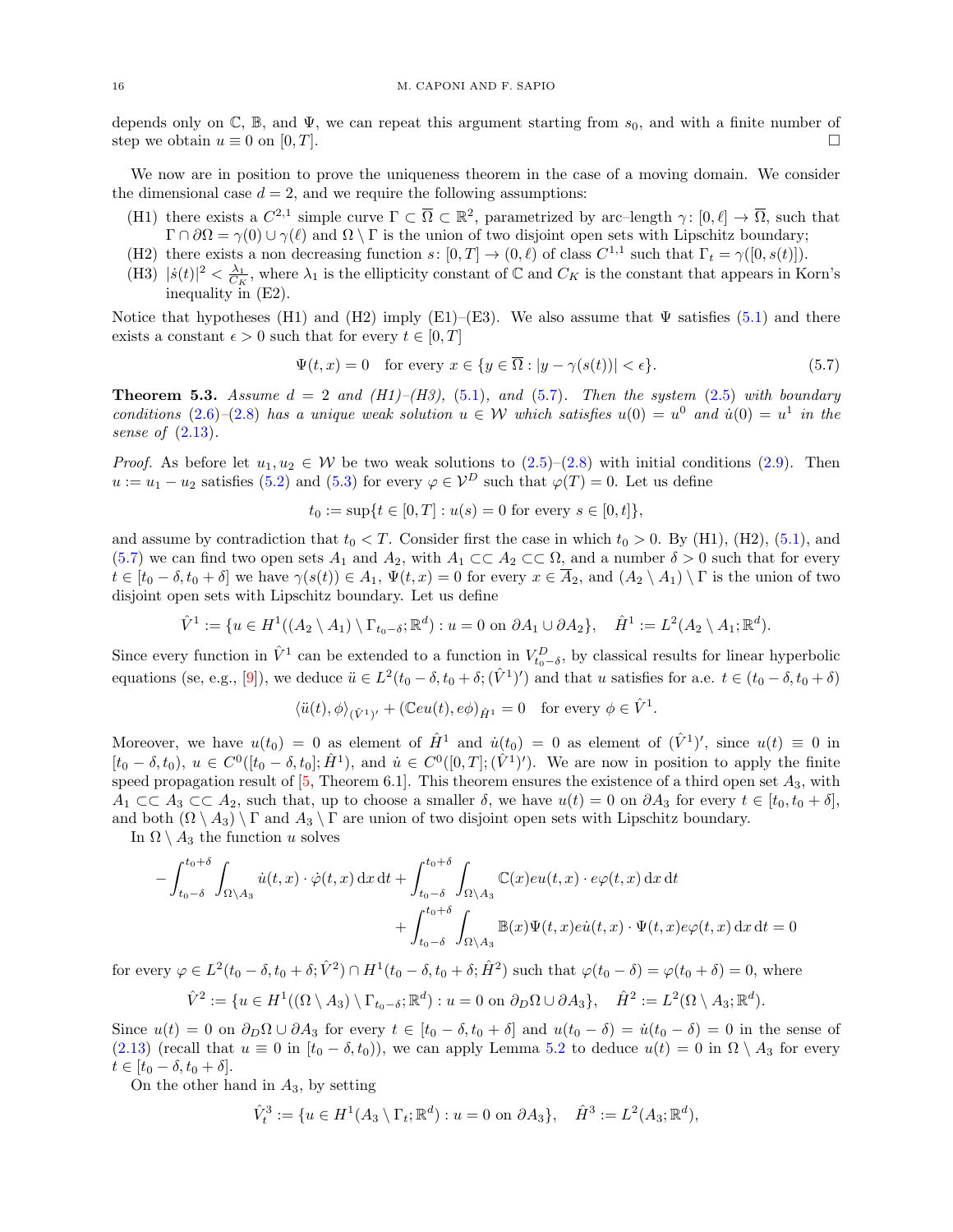depends only on $\mathbb{C}$, $\mathbb{B}$, and $\Psi$, we can repeat this argument starting from $s_0$, and with a finite number of step we obtain $u \equiv 0$ on $[0,T]$. □

We now are in position to prove the uniqueness theorem in the case of a moving domain. We consider the dimensional case $d=2$, and we require the following assumptions:

- (H1) there exists a $C^{2,1}$ simple curve $\Gamma \subset \overline{\Omega} \subset \mathbb{R}^2$, parametrized by arc–length $\gamma\colon [0,\ell] \to \overline{\Omega}$, such that $\Gamma \cap \partial\Omega = \gamma(0) \cup \gamma(\ell)$ and $\Omega \setminus \Gamma$ is the union of two disjoint open sets with Lipschitz boundary;
- (H2) there exists a non decreasing function $s\colon [0,T] \to (0,\ell)$ of class $C^{1,1}$ such that $\Gamma_t = \gamma([0,s(t)])$.
- (H3) $|\dot{s}(t)|^2 < \frac{\lambda_1}{C_K}$, where $\lambda_1$ is the ellipticity constant of $\mathbb{C}$ and $C_K$ is the constant that appears in Korn's inequality in (E2).

Notice that hypotheses (H1) and (H2) imply (E1)–(E3). We also assume that $\Psi$ satisfies (5.1) and there exists a constant $\epsilon > 0$ such that for every $t \in [0,T]$

$$\Psi(t,x) = 0 \quad \text{for every } x \in \{y \in \overline{\Omega} : |y - \gamma(s(t))| < \epsilon\}. \tag{5.7}$$

**Theorem 5.3.** *Assume $d=2$ and (H1)–(H3), (5.1), and (5.7). Then the system (2.5) with boundary conditions (2.6)–(2.8) has a unique weak solution $u \in \mathcal{W}$ which satisfies $u(0) = u^0$ and $\dot{u}(0) = u^1$ in the sense of (2.13).*

*Proof.* As before let $u_1, u_2 \in \mathcal{W}$ be two weak solutions to (2.5)–(2.8) with initial conditions (2.9). Then $u := u_1 - u_2$ satisfies (5.2) and (5.3) for every $\varphi \in \mathcal{V}^D$ such that $\varphi(T) = 0$. Let us define

$$t_0 := \sup\{t \in [0,T] : u(s) = 0 \text{ for every } s \in [0,t]\},$$

and assume by contradiction that $t_0 < T$. Consider first the case in which $t_0 > 0$. By (H1), (H2), (5.1), and (5.7) we can find two open sets $A_1$ and $A_2$, with $A_1 \subset\subset A_2 \subset\subset \Omega$, and a number $\delta > 0$ such that for every $t \in [t_0 - \delta, t_0 + \delta]$ we have $\gamma(s(t)) \in A_1$, $\Psi(t,x) = 0$ for every $x \in \overline{A}_2$, and $(A_2 \setminus A_1) \setminus \Gamma$ is the union of two disjoint open sets with Lipschitz boundary. Let us define

$$\hat{V}^1 := \{u \in H^1((A_2 \setminus A_1) \setminus \Gamma_{t_0-\delta}; \mathbb{R}^d) : u = 0 \text{ on } \partial A_1 \cup \partial A_2\}, \quad \hat{H}^1 := L^2(A_2 \setminus A_1; \mathbb{R}^d).$$

Since every function in $\hat{V}^1$ can be extended to a function in $V^D_{t_0-\delta}$, by classical results for linear hyperbolic equations (se, e.g., [9]), we deduce $\ddot{u} \in L^2(t_0-\delta, t_0+\delta; (\hat{V}^1)')$ and that $u$ satisfies for a.e. $t \in (t_0 - \delta, t_0 + \delta)$

$$\langle \ddot{u}(t), \phi \rangle_{(\hat{V}^1)'} + (\mathbb{C}eu(t), e\phi)_{\hat{H}^1} = 0 \quad \text{for every } \phi \in \hat{V}^1.$$

Moreover, we have $u(t_0) = 0$ as element of $\hat{H}^1$ and $\dot{u}(t_0) = 0$ as element of $(\hat{V}^1)'$, since $u(t) \equiv 0$ in $[t_0 - \delta, t_0)$, $u \in C^0([t_0-\delta, t_0]; \hat{H}^1)$, and $\dot{u} \in C^0([0,T]; (\hat{V}^1)')$. We are now in position to apply the finite speed propagation result of [5, Theorem 6.1]. This theorem ensures the existence of a third open set $A_3$, with $A_1 \subset\subset A_3 \subset\subset A_2$, such that, up to choose a smaller $\delta$, we have $u(t) = 0$ on $\partial A_3$ for every $t \in [t_0, t_0+\delta]$, and both $(\Omega \setminus A_3) \setminus \Gamma$ and $A_3 \setminus \Gamma$ are union of two disjoint open sets with Lipschitz boundary.

In $\Omega \setminus A_3$ the function $u$ solves

$$\begin{aligned}
-\int_{t_0-\delta}^{t_0+\delta} \int_{\Omega\setminus A_3} \dot{u}(t,x) \cdot \dot{\varphi}(t,x) \,\mathrm{d}x\,\mathrm{d}t + \int_{t_0-\delta}^{t_0+\delta} \int_{\Omega\setminus A_3} \mathbb{C}(x) eu(t,x) \cdot e\varphi(t,x) \,\mathrm{d}x\,\mathrm{d}t \\
+ \int_{t_0-\delta}^{t_0+\delta} \int_{\Omega\setminus A_3} \mathbb{B}(x)\Psi(t,x) e\dot{u}(t,x) \cdot \Psi(t,x) e\varphi(t,x) \,\mathrm{d}x\,\mathrm{d}t = 0
\end{aligned}$$

for every $\varphi \in L^2(t_0-\delta, t_0+\delta; \hat{V}^2) \cap H^1(t_0-\delta, t_0+\delta; \hat{H}^2)$ such that $\varphi(t_0 - \delta) = \varphi(t_0+\delta) = 0$, where

$$\hat{V}^2 := \{u \in H^1((\Omega \setminus A_3) \setminus \Gamma_{t_0-\delta}; \mathbb{R}^d) : u = 0 \text{ on } \partial_D\Omega \cup \partial A_3\}, \quad \hat{H}^2 := L^2(\Omega \setminus A_3; \mathbb{R}^d).$$

Since $u(t) = 0$ on $\partial_D\Omega \cup \partial A_3$ for every $t \in [t_0 - \delta, t_0 + \delta]$ and $u(t_0 - \delta) = \dot{u}(t_0 - \delta) = 0$ in the sense of (2.13) (recall that $u \equiv 0$ in $[t_0 - \delta, t_0)$), we can apply Lemma 5.2 to deduce $u(t) = 0$ in $\Omega \setminus A_3$ for every $t \in [t_0 - \delta, t_0 + \delta]$.

On the other hand in $A_3$, by setting

$$\hat{V}^3_t := \{u \in H^1(A_3 \setminus \Gamma_t; \mathbb{R}^d) : u = 0 \text{ on } \partial A_3\}, \quad \hat{H}^3 := L^2(A_3; \mathbb{R}^d),$$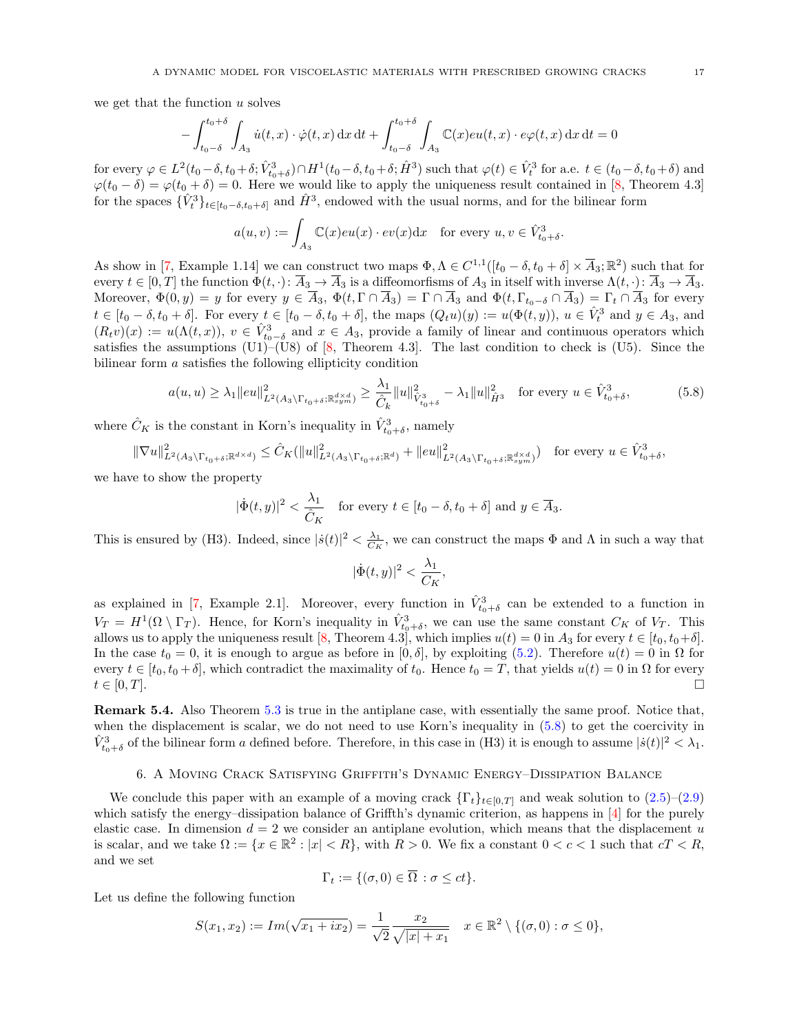we get that the function $u$ solves

$$
-\int_{t_0-\delta}^{t_0+\delta}\int_{A_3}\dot u(t,x)\cdot\dot\varphi(t,x)\,\mathrm{d}x\,\mathrm{d}t+\int_{t_0-\delta}^{t_0+\delta}\int_{A_3}\mathbb{C}(x)eu(t,x)\cdot e\varphi(t,x)\,\mathrm{d}x\,\mathrm{d}t=0
$$

for every $\varphi\in L^2(t_0-\delta,t_0+\delta;\hat V^3_{t_0+\delta})\cap H^1(t_0-\delta,t_0+\delta;\hat H^3)$ such that $\varphi(t)\in\hat V^3_t$ for a.e. $t\in(t_0-\delta,t_0+\delta)$ and $\varphi(t_0-\delta)=\varphi(t_0+\delta)=0$. Here we would like to apply the uniqueness result contained in [8, Theorem 4.3] for the spaces $\{\hat V^3_t\}_{t\in[t_0-\delta,t_0+\delta]}$ and $\hat H^3$, endowed with the usual norms, and for the bilinear form

$$
a(u,v):=\int_{A_3}\mathbb{C}(x)eu(x)\cdot ev(x)\mathrm{d}x\quad\text{for every } u,v\in\hat V^3_{t_0+\delta}.
$$

As show in [7, Example 1.14] we can construct two maps $\Phi,\Lambda\in C^{1,1}([t_0-\delta,t_0+\delta]\times\overline{A}_3;\mathbb{R}^2)$ such that for every $t\in[0,T]$ the function $\Phi(t,\cdot)\colon\overline{A}_3\to\overline{A}_3$ is a diffeomorfisms of $A_3$ in itself with inverse $\Lambda(t,\cdot)\colon\overline{A}_3\to\overline{A}_3$. Moreover, $\Phi(0,y)=y$ for every $y\in\overline{A}_3$, $\Phi(t,\Gamma\cap\overline{A}_3)=\Gamma\cap\overline{A}_3$ and $\Phi(t,\Gamma_{t_0-\delta}\cap\overline{A}_3)=\Gamma_t\cap\overline{A}_3$ for every $t\in[t_0-\delta,t_0+\delta]$. For every $t\in[t_0-\delta,t_0+\delta]$, the maps $(Q_tu)(y):=u(\Phi(t,y))$, $u\in\hat V^3_t$ and $y\in A_3$, and $(R_tv)(x):=u(\Lambda(t,x))$, $v\in\hat V^3_{t_0-\delta}$ and $x\in A_3$, provide a family of linear and continuous operators which satisfies the assumptions (U1)–(U8) of [8, Theorem 4.3]. The last condition to check is (U5). Since the bilinear form $a$ satisfies the following ellipticity condition

$$
a(u,u)\ge\lambda_1\|eu\|^2_{L^2(A_3\setminus\Gamma_{t_0+\delta};\mathbb{R}^{d\times d}_{sym})}\ge\frac{\lambda_1}{\hat C_k}\|u\|^2_{\hat V^3_{t_0+\delta}}-\lambda_1\|u\|^2_{\hat H^3}\quad\text{for every } u\in\hat V^3_{t_0+\delta},\tag{5.8}
$$

where $\hat C_K$ is the constant in Korn's inequality in $\hat V^3_{t_0+\delta}$, namely

$$
\|\nabla u\|^2_{L^2(A_3\setminus\Gamma_{t_0+\delta};\mathbb{R}^{d\times d})}\le\hat C_K(\|u\|^2_{L^2(A_3\setminus\Gamma_{t_0+\delta};\mathbb{R}^d)}+\|eu\|^2_{L^2(A_3\setminus\Gamma_{t_0+\delta};\mathbb{R}^{d\times d}_{sym})})\quad\text{for every } u\in\hat V^3_{t_0+\delta},
$$

we have to show the property

$$
|\dot\Phi(t,y)|^2<\frac{\lambda_1}{\hat C_K}\quad\text{for every } t\in[t_0-\delta,t_0+\delta]\text{ and } y\in\overline{A}_3.
$$

This is ensured by (H3). Indeed, since $|\dot s(t)|^2<\frac{\lambda_1}{C_K}$, we can construct the maps $\Phi$ and $\Lambda$ in such a way that

$$
|\dot\Phi(t,y)|^2<\frac{\lambda_1}{C_K},
$$

as explained in [7, Example 2.1]. Moreover, every function in $\hat V^3_{t_0+\delta}$ can be extended to a function in $V_T=H^1(\Omega\setminus\Gamma_T)$. Hence, for Korn's inequality in $\hat V^3_{t_0+\delta}$, we can use the same constant $C_K$ of $V_T$. This allows us to apply the uniqueness result [8, Theorem 4.3], which implies $u(t)=0$ in $A_3$ for every $t\in[t_0,t_0+\delta]$. In the case $t_0=0$, it is enough to argue as before in $[0,\delta]$, by exploiting (5.2). Therefore $u(t)=0$ in $\Omega$ for every $t\in[t_0,t_0+\delta]$, which contradict the maximality of $t_0$. Hence $t_0=T$, that yields $u(t)=0$ in $\Omega$ for every $t\in[0,T]$. $\square$

**Remark 5.4.** Also Theorem 5.3 is true in the antiplane case, with essentially the same proof. Notice that, when the displacement is scalar, we do not need to use Korn's inequality in (5.8) to get the coercivity in $\hat V^3_{t_0+\delta}$ of the bilinear form $a$ defined before. Therefore, in this case in (H3) it is enough to assume $|\dot s(t)|^2<\lambda_1$.

## 6. A Moving Crack Satisfying Griffith's Dynamic Energy–Dissipation Balance

We conclude this paper with an example of a moving crack $\{\Gamma_t\}_{t\in[0,T]}$ and weak solution to (2.5)–(2.9) which satisfy the energy–dissipation balance of Griffth's dynamic criterion, as happens in [4] for the purely elastic case. In dimension $d=2$ we consider an antiplane evolution, which means that the displacement $u$ is scalar, and we take $\Omega:=\{x\in\mathbb{R}^2:|x|<R\}$, with $R>0$. We fix a constant $0<c<1$ such that $cT<R$, and we set

$$
\Gamma_t:=\{(\sigma,0)\in\overline{\Omega}\,:\,\sigma\le ct\}.
$$

Let us define the following function

$$
S(x_1,x_2):=Im(\sqrt{x_1+ix_2})=\frac{1}{\sqrt2}\frac{x_2}{\sqrt{|x|+x_1}}\quad x\in\mathbb{R}^2\setminus\{(\sigma,0):\sigma\le0\},
$$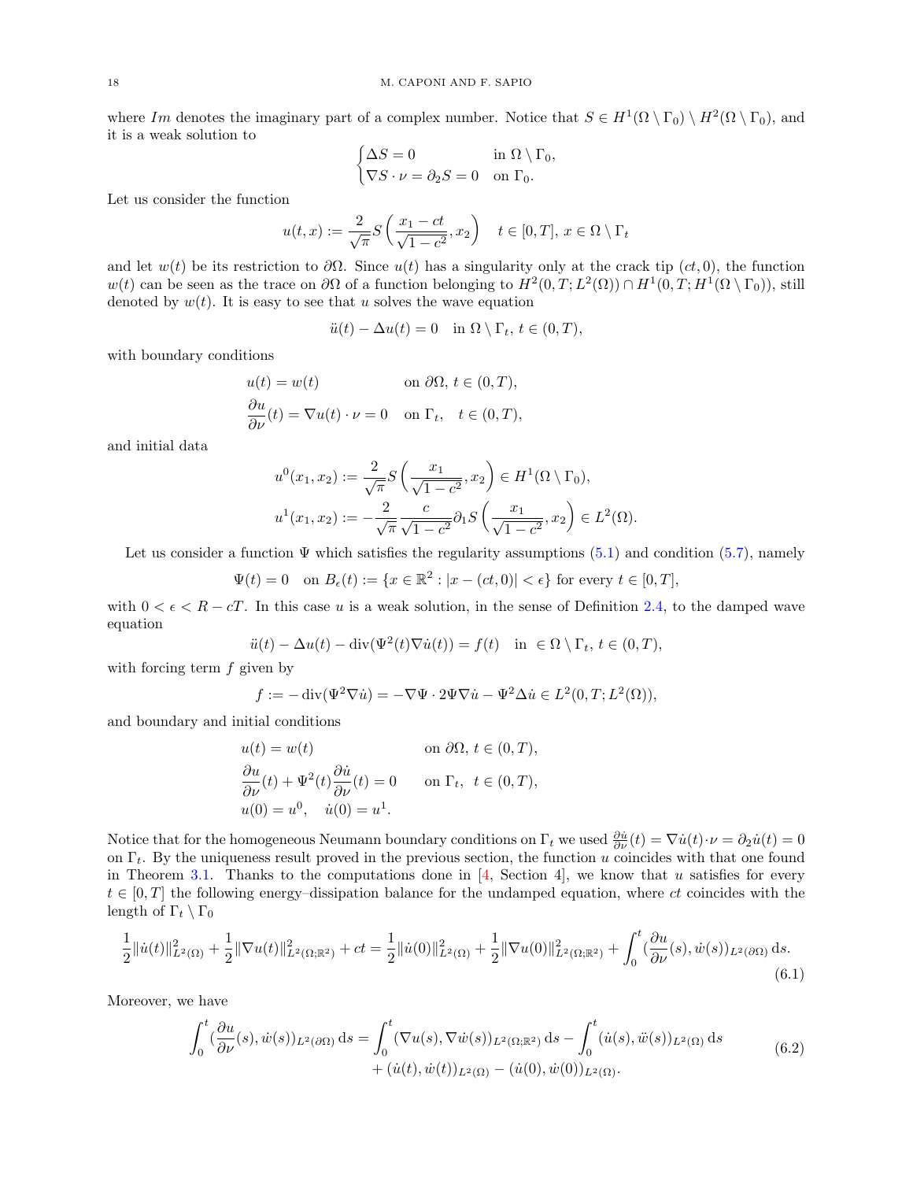where $Im$ denotes the imaginary part of a complex number. Notice that $S \in H^1(\Omega \setminus \Gamma_0) \setminus H^2(\Omega \setminus \Gamma_0)$, and it is a weak solution to

$$\begin{cases} \Delta S = 0 & \text{in } \Omega \setminus \Gamma_0, \\ \nabla S \cdot \nu = \partial_2 S = 0 & \text{on } \Gamma_0. \end{cases}$$

Let us consider the function

$$u(t,x) := \frac{2}{\sqrt{\pi}} S\left(\frac{x_1 - ct}{\sqrt{1-c^2}}, x_2\right) \quad t \in [0,T],\, x \in \Omega \setminus \Gamma_t$$

and let $w(t)$ be its restriction to $\partial\Omega$. Since $u(t)$ has a singularity only at the crack tip $(ct, 0)$, the function $w(t)$ can be seen as the trace on $\partial\Omega$ of a function belonging to $H^2(0,T;L^2(\Omega)) \cap H^1(0,T;H^1(\Omega \setminus \Gamma_0))$, still denoted by $w(t)$. It is easy to see that $u$ solves the wave equation

$$\ddot{u}(t) - \Delta u(t) = 0 \quad \text{in } \Omega \setminus \Gamma_t,\, t \in (0,T),$$

with boundary conditions

$$\begin{aligned} &u(t) = w(t) && \text{on } \partial\Omega,\, t \in (0,T), \\ &\frac{\partial u}{\partial \nu}(t) = \nabla u(t) \cdot \nu = 0 && \text{on } \Gamma_t, \quad t \in (0,T), \end{aligned}$$

and initial data

$$\begin{aligned} u^0(x_1,x_2) &:= \frac{2}{\sqrt{\pi}} S\left(\frac{x_1}{\sqrt{1-c^2}}, x_2\right) \in H^1(\Omega \setminus \Gamma_0), \\ u^1(x_1,x_2) &:= -\frac{2}{\sqrt{\pi}} \frac{c}{\sqrt{1-c^2}} \partial_1 S\left(\frac{x_1}{\sqrt{1-c^2}}, x_2\right) \in L^2(\Omega). \end{aligned}$$

Let us consider a function $\Psi$ which satisfies the regularity assumptions (5.1) and condition (5.7), namely

$$\Psi(t) = 0 \quad \text{on } B_\epsilon(t) := \{x \in \mathbb{R}^2 : |x - (ct,0)| < \epsilon\} \text{ for every } t \in [0,T],$$

with $0 < \epsilon < R - cT$. In this case $u$ is a weak solution, in the sense of Definition 2.4, to the damped wave equation

$$\ddot{u}(t) - \Delta u(t) - \operatorname{div}(\Psi^2(t)\nabla \dot{u}(t)) = f(t) \quad \text{in } \in \Omega \setminus \Gamma_t,\, t \in (0,T),$$

with forcing term $f$ given by

$$f := -\operatorname{div}(\Psi^2 \nabla \dot{u}) = -\nabla\Psi \cdot 2\Psi\nabla\dot{u} - \Psi^2 \Delta\dot{u} \in L^2(0,T;L^2(\Omega)),$$

and boundary and initial conditions

$$\begin{aligned} &u(t) = w(t) && \text{on } \partial\Omega,\, t \in (0,T), \\ &\frac{\partial u}{\partial \nu}(t) + \Psi^2(t)\frac{\partial \dot{u}}{\partial \nu}(t) = 0 && \text{on } \Gamma_t, \quad t \in (0,T), \\ &u(0) = u^0, \quad \dot{u}(0) = u^1. \end{aligned}$$

Notice that for the homogeneous Neumann boundary conditions on $\Gamma_t$ we used $\frac{\partial \dot{u}}{\partial \nu}(t) = \nabla \dot{u}(t) \cdot \nu = \partial_2 \dot{u}(t) = 0$ on $\Gamma_t$. By the uniqueness result proved in the previous section, the function $u$ coincides with that one found in Theorem 3.1. Thanks to the computations done in [4, Section 4], we know that $u$ satisfies for every $t \in [0,T]$ the following energy–dissipation balance for the undamped equation, where $ct$ coincides with the length of $\Gamma_t \setminus \Gamma_0$

$$\frac{1}{2}\|\dot{u}(t)\|^2_{L^2(\Omega)} + \frac{1}{2}\|\nabla u(t)\|^2_{L^2(\Omega;\mathbb{R}^2)} + ct = \frac{1}{2}\|\dot{u}(0)\|^2_{L^2(\Omega)} + \frac{1}{2}\|\nabla u(0)\|^2_{L^2(\Omega;\mathbb{R}^2)} + \int_0^t (\frac{\partial u}{\partial \nu}(s), \dot{w}(s))_{L^2(\partial\Omega)}\,\mathrm{d}s. \tag{6.1}$$

Moreover, we have

$$\begin{aligned} \int_0^t (\frac{\partial u}{\partial \nu}(s), \dot{w}(s))_{L^2(\partial\Omega)}\,\mathrm{d}s = \int_0^t (\nabla u(s), \nabla \dot{w}(s))_{L^2(\Omega;\mathbb{R}^2)}\,\mathrm{d}s - \int_0^t (\dot{u}(s), \ddot{w}(s))_{L^2(\Omega)}\,\mathrm{d}s \\ + (\dot{u}(t), \dot{w}(t))_{L^2(\Omega)} - (\dot{u}(0), \dot{w}(0))_{L^2(\Omega)}. \end{aligned} \tag{6.2}$$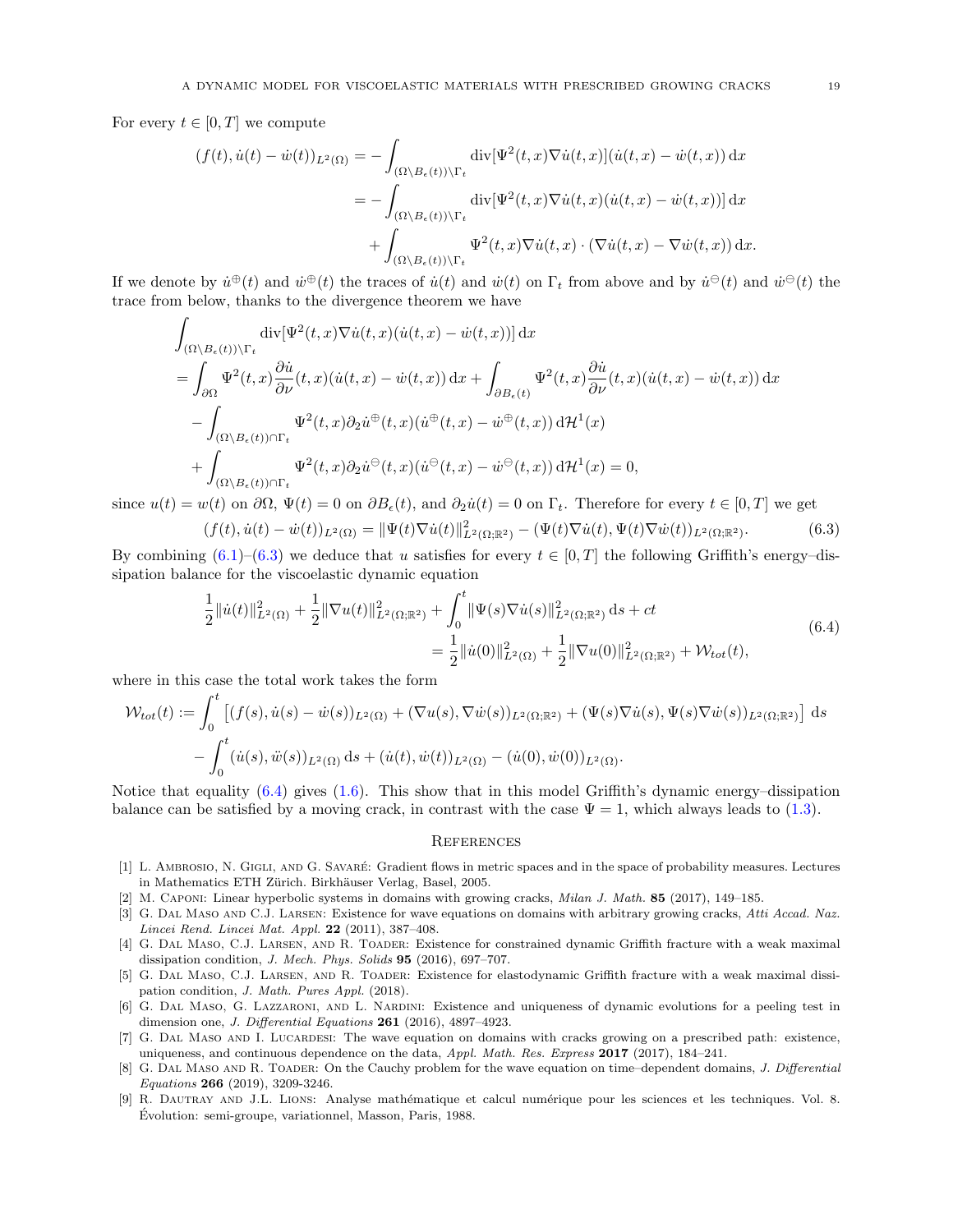For every $t \in [0,T]$ we compute

$$
\begin{aligned}
(f(t), \dot u(t) - \dot w(t))_{L^2(\Omega)} &= -\int_{(\Omega\setminus B_\epsilon(t))\setminus\Gamma_t} \operatorname{div}[\Psi^2(t,x)\nabla \dot u(t,x)](\dot u(t,x) - \dot w(t,x))\,\mathrm{d}x\\
&= -\int_{(\Omega\setminus B_\epsilon(t))\setminus\Gamma_t} \operatorname{div}[\Psi^2(t,x)\nabla \dot u(t,x)(\dot u(t,x) - \dot w(t,x))]\,\mathrm{d}x\\
&\quad + \int_{(\Omega\setminus B_\epsilon(t))\setminus\Gamma_t} \Psi^2(t,x)\nabla \dot u(t,x)\cdot(\nabla \dot u(t,x) - \nabla \dot w(t,x))\,\mathrm{d}x.
\end{aligned}
$$

If we denote by $\dot u^\oplus(t)$ and $\dot w^\oplus(t)$ the traces of $\dot u(t)$ and $\dot w(t)$ on $\Gamma_t$ from above and by $\dot u^\ominus(t)$ and $\dot w^\ominus(t)$ the trace from below, thanks to the divergence theorem we have

$$
\begin{aligned}
&\int_{(\Omega\setminus B_\epsilon(t))\setminus\Gamma_t} \operatorname{div}[\Psi^2(t,x)\nabla \dot u(t,x)(\dot u(t,x) - \dot w(t,x))]\,\mathrm{d}x\\
&= \int_{\partial\Omega} \Psi^2(t,x)\frac{\partial \dot u}{\partial\nu}(t,x)(\dot u(t,x) - \dot w(t,x))\,\mathrm{d}x + \int_{\partial B_\epsilon(t)} \Psi^2(t,x)\frac{\partial \dot u}{\partial\nu}(t,x)(\dot u(t,x) - \dot w(t,x))\,\mathrm{d}x\\
&\quad - \int_{(\Omega\setminus B_\epsilon(t))\cap\Gamma_t} \Psi^2(t,x)\partial_2 \dot u^\oplus(t,x)(\dot u^\oplus(t,x) - \dot w^\oplus(t,x))\,\mathrm{d}\mathcal{H}^1(x)\\
&\quad + \int_{(\Omega\setminus B_\epsilon(t))\cap\Gamma_t} \Psi^2(t,x)\partial_2 \dot u^\ominus(t,x)(\dot u^\ominus(t,x) - \dot w^\ominus(t,x))\,\mathrm{d}\mathcal{H}^1(x) = 0,
\end{aligned}
$$

since $u(t) = w(t)$ on $\partial\Omega$, $\Psi(t) = 0$ on $\partial B_\epsilon(t)$, and $\partial_2 \dot u(t) = 0$ on $\Gamma_t$. Therefore for every $t \in [0,T]$ we get

$$
(f(t), \dot u(t) - \dot w(t))_{L^2(\Omega)} = \|\Psi(t)\nabla \dot u(t)\|^2_{L^2(\Omega;\mathbb{R}^2)} - (\Psi(t)\nabla \dot u(t), \Psi(t)\nabla \dot w(t))_{L^2(\Omega;\mathbb{R}^2)}. \tag{6.3}
$$

By combining (6.1)–(6.3) we deduce that $u$ satisfies for every $t \in [0,T]$ the following Griffith's energy–dissipation balance for the viscoelastic dynamic equation

$$
\begin{aligned}
\frac{1}{2}\|\dot u(t)\|^2_{L^2(\Omega)} + \frac{1}{2}\|\nabla u(t)\|^2_{L^2(\Omega;\mathbb{R}^2)} &+ \int_0^t \|\Psi(s)\nabla \dot u(s)\|^2_{L^2(\Omega;\mathbb{R}^2)}\,\mathrm{d}s + ct\\
&= \frac{1}{2}\|\dot u(0)\|^2_{L^2(\Omega)} + \frac{1}{2}\|\nabla u(0)\|^2_{L^2(\Omega;\mathbb{R}^2)} + \mathcal{W}_{tot}(t),
\end{aligned} \tag{6.4}
$$

where in this case the total work takes the form

$$
\begin{aligned}
\mathcal{W}_{tot}(t) := &\int_0^t \left[(f(s), \dot u(s) - \dot w(s))_{L^2(\Omega)} + (\nabla u(s), \nabla \dot w(s))_{L^2(\Omega;\mathbb{R}^2)} + (\Psi(s)\nabla \dot u(s), \Psi(s)\nabla \dot w(s))_{L^2(\Omega;\mathbb{R}^2)}\right]\,\mathrm{d}s\\
&- \int_0^t (\dot u(s), \ddot w(s))_{L^2(\Omega)}\,\mathrm{d}s + (\dot u(t), \dot w(t))_{L^2(\Omega)} - (\dot u(0), \dot w(0))_{L^2(\Omega)}.
\end{aligned}
$$

Notice that equality (6.4) gives (1.6). This show that in this model Griffith's dynamic energy–dissipation balance can be satisfied by a moving crack, in contrast with the case $\Psi = 1$, which always leads to (1.3).

## References

[1] L. Ambrosio, N. Gigli, and G. Savaré: Gradient flows in metric spaces and in the space of probability measures. Lectures in Mathematics ETH Zürich. Birkhäuser Verlag, Basel, 2005.

[2] M. Caponi: Linear hyperbolic systems in domains with growing cracks, *Milan J. Math.* **85** (2017), 149–185.

[3] G. Dal Maso and C.J. Larsen: Existence for wave equations on domains with arbitrary growing cracks, *Atti Accad. Naz. Lincei Rend. Lincei Mat. Appl.* **22** (2011), 387–408.

[4] G. Dal Maso, C.J. Larsen, and R. Toader: Existence for constrained dynamic Griffith fracture with a weak maximal dissipation condition, *J. Mech. Phys. Solids* **95** (2016), 697–707.

[5] G. Dal Maso, C.J. Larsen, and R. Toader: Existence for elastodynamic Griffith fracture with a weak maximal dissipation condition, *J. Math. Pures Appl.* (2018).

[6] G. Dal Maso, G. Lazzaroni, and L. Nardini: Existence and uniqueness of dynamic evolutions for a peeling test in dimension one, *J. Differential Equations* **261** (2016), 4897–4923.

[7] G. Dal Maso and I. Lucardesi: The wave equation on domains with cracks growing on a prescribed path: existence, uniqueness, and continuous dependence on the data, *Appl. Math. Res. Express* **2017** (2017), 184–241.

[8] G. Dal Maso and R. Toader: On the Cauchy problem for the wave equation on time–dependent domains, *J. Differential Equations* **266** (2019), 3209-3246.

[9] R. Dautray and J.L. Lions: Analyse mathématique et calcul numérique pour les sciences et les techniques. Vol. 8. Évolution: semi-groupe, variationnel, Masson, Paris, 1988.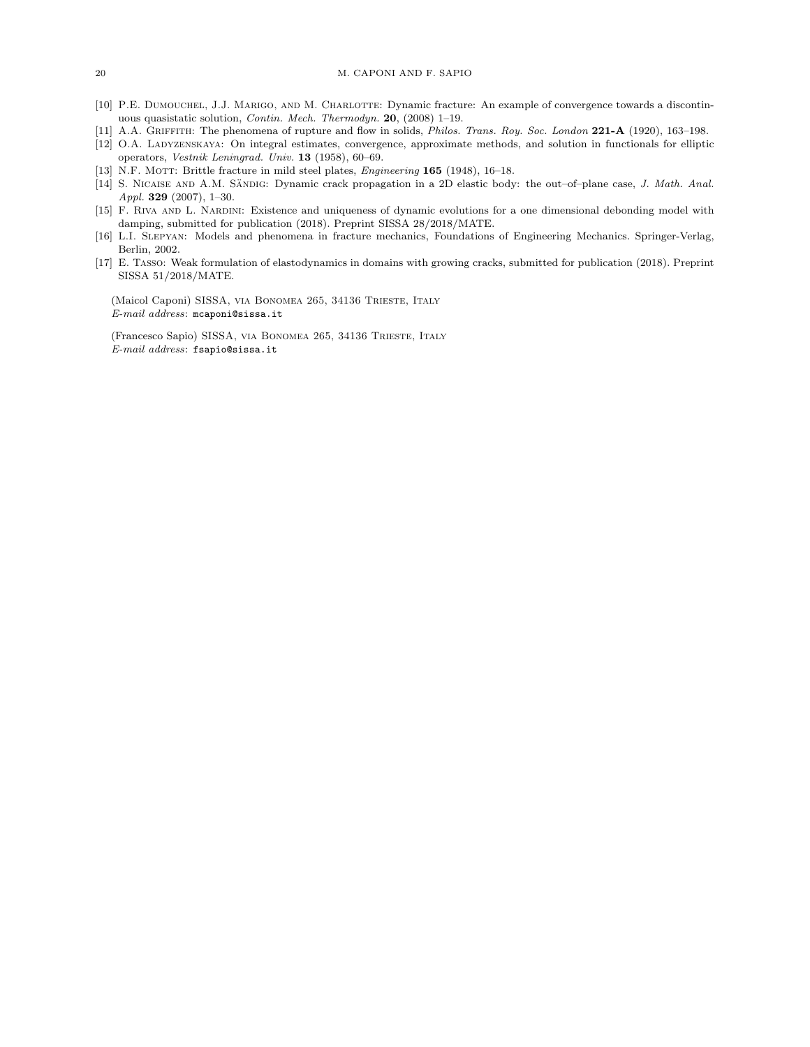[10] P.E. Dumouchel, J.J. Marigo, and M. Charlotte: Dynamic fracture: An example of convergence towards a discontinuous quasistatic solution, *Contin. Mech. Thermodyn.* **20**, (2008) 1–19.

[11] A.A. Griffith: The phenomena of rupture and flow in solids, *Philos. Trans. Roy. Soc. London* **221-A** (1920), 163–198.

[12] O.A. Ladyzenskaya: On integral estimates, convergence, approximate methods, and solution in functionals for elliptic operators, *Vestnik Leningrad. Univ.* **13** (1958), 60–69.

[13] N.F. Mott: Brittle fracture in mild steel plates, *Engineering* **165** (1948), 16–18.

[14] S. Nicaise and A.M. Sändig: Dynamic crack propagation in a 2D elastic body: the out–of–plane case, *J. Math. Anal. Appl.* **329** (2007), 1–30.

[15] F. Riva and L. Nardini: Existence and uniqueness of dynamic evolutions for a one dimensional debonding model with damping, submitted for publication (2018). Preprint SISSA 28/2018/MATE.

[16] L.I. Slepyan: Models and phenomena in fracture mechanics, Foundations of Engineering Mechanics. Springer-Verlag, Berlin, 2002.

[17] E. Tasso: Weak formulation of elastodynamics in domains with growing cracks, submitted for publication (2018). Preprint SISSA 51/2018/MATE.

(Maicol Caponi) SISSA, via Bonomea 265, 34136 Trieste, Italy
*E-mail address*: mcaponi@sissa.it

(Francesco Sapio) SISSA, via Bonomea 265, 34136 Trieste, Italy
*E-mail address*: fsapio@sissa.it